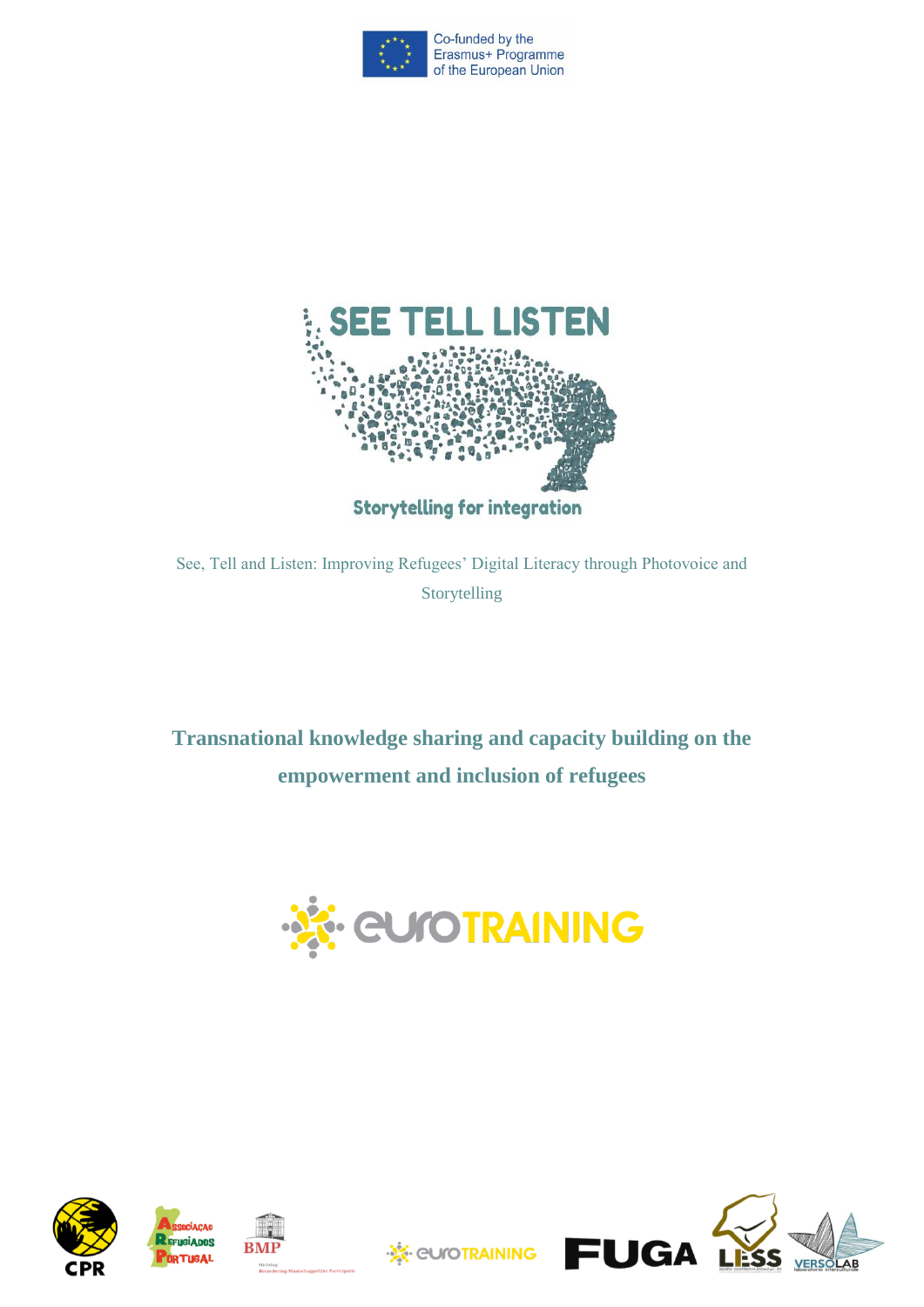Co-funded by the Erasmus+ Programme of the European Union

# SEE TELL LISTEN

Storytelling for integration

See, Tell and Listen: Improving Refugees' Digital Literacy through Photovoice and Storytelling

## Transnational knowledge sharing and capacity building on the empowerment and inclusion of refugees

euroTRAINING

CPR   Associação Refugiados Portugal   BMP   euroTRAINING   FUGA   LESS   VERSOLAB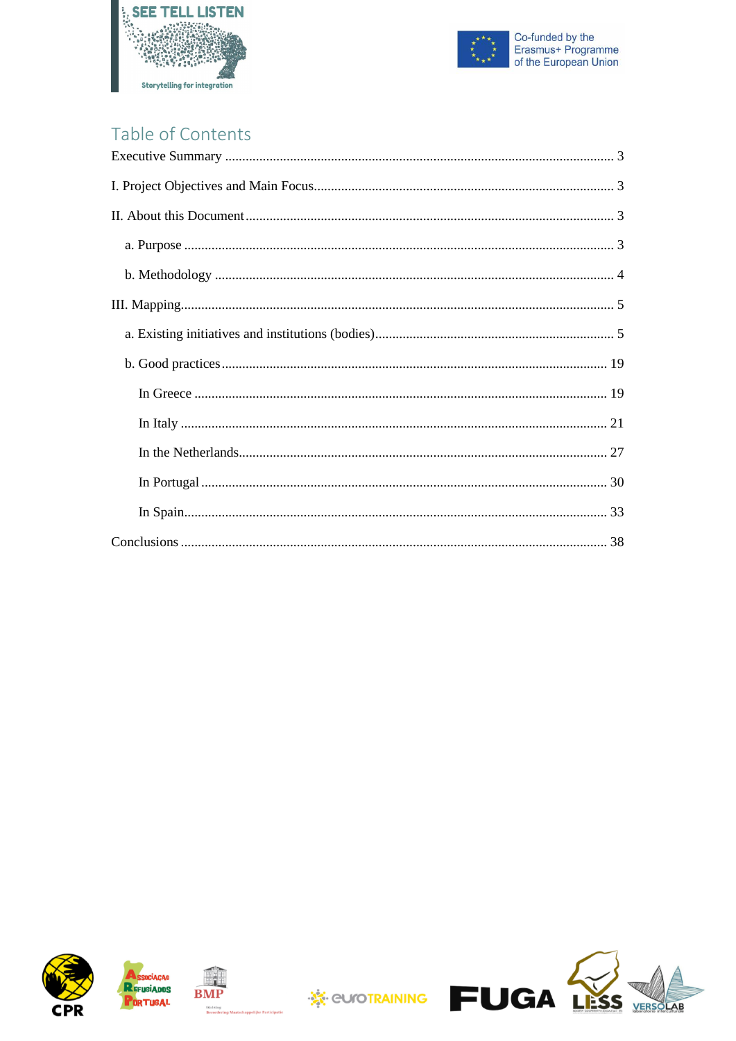# Table of Contents

Executive Summary ........................................................................................................ 3

I. Project Objectives and Main Focus............................................................................ 3

II. About this Document .................................................................................................. 3

a. Purpose ...................................................................................................................... 3

b. Methodology ............................................................................................................. 4

III. Mapping...................................................................................................................... 5

a. Existing initiatives and institutions (bodies)............................................................. 5

b. Good practices ........................................................................................................... 19

In Greece ..................................................................................................................... 19

In Italy ......................................................................................................................... 21

In the Netherlands........................................................................................................ 27

In Portugal ................................................................................................................... 30

In Spain........................................................................................................................ 33

Conclusions .................................................................................................................... 38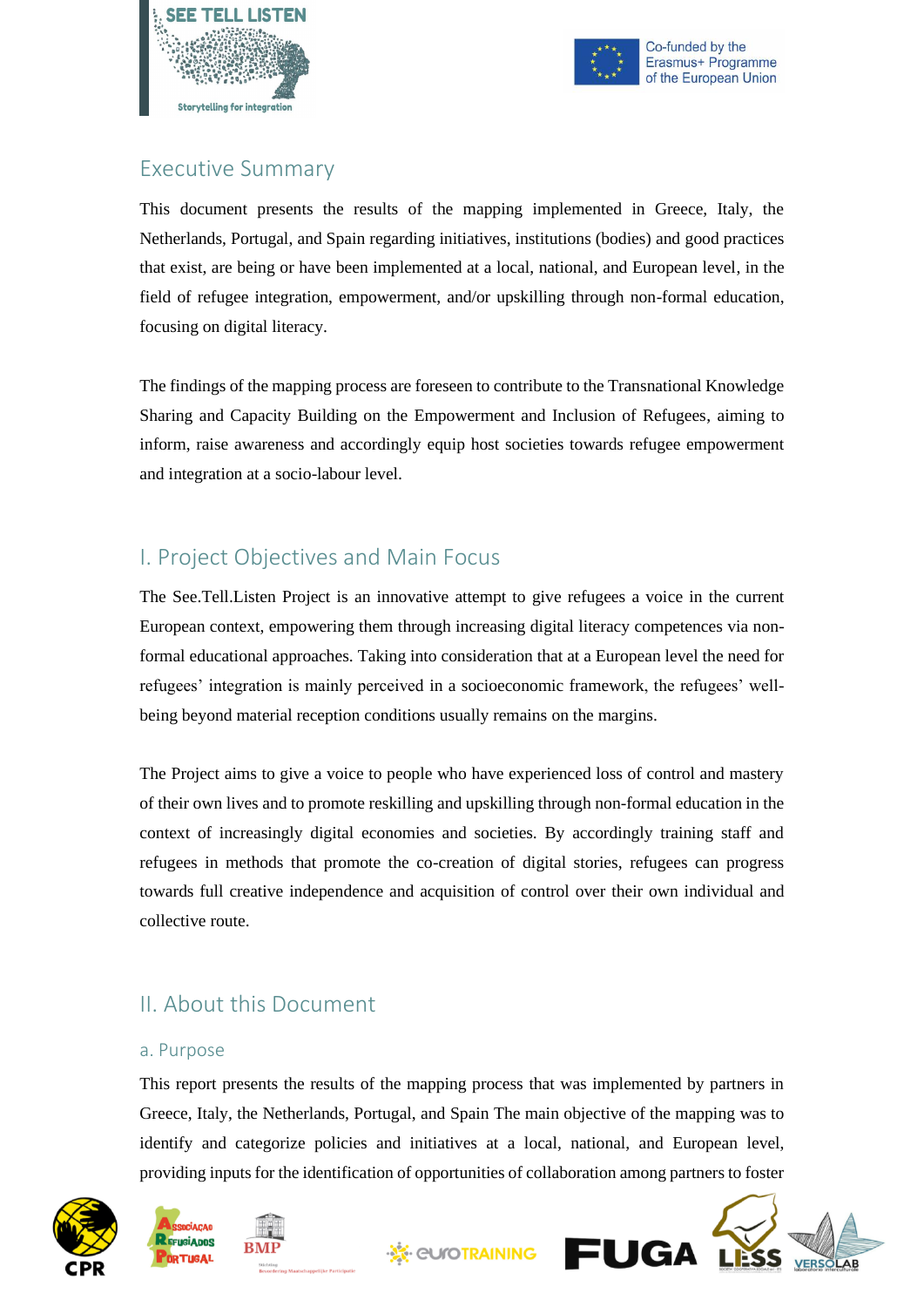## Executive Summary

This document presents the results of the mapping implemented in Greece, Italy, the Netherlands, Portugal, and Spain regarding initiatives, institutions (bodies) and good practices that exist, are being or have been implemented at a local, national, and European level, in the field of refugee integration, empowerment, and/or upskilling through non-formal education, focusing on digital literacy.

The findings of the mapping process are foreseen to contribute to the Transnational Knowledge Sharing and Capacity Building on the Empowerment and Inclusion of Refugees, aiming to inform, raise awareness and accordingly equip host societies towards refugee empowerment and integration at a socio-labour level.

## I. Project Objectives and Main Focus

The See.Tell.Listen Project is an innovative attempt to give refugees a voice in the current European context, empowering them through increasing digital literacy competences via non-formal educational approaches. Taking into consideration that at a European level the need for refugees' integration is mainly perceived in a socioeconomic framework, the refugees' well-being beyond material reception conditions usually remains on the margins.

The Project aims to give a voice to people who have experienced loss of control and mastery of their own lives and to promote reskilling and upskilling through non-formal education in the context of increasingly digital economies and societies. By accordingly training staff and refugees in methods that promote the co-creation of digital stories, refugees can progress towards full creative independence and acquisition of control over their own individual and collective route.

## II. About this Document

### a. Purpose

This report presents the results of the mapping process that was implemented by partners in Greece, Italy, the Netherlands, Portugal, and Spain The main objective of the mapping was to identify and categorize policies and initiatives at a local, national, and European level, providing inputs for the identification of opportunities of collaboration among partners to foster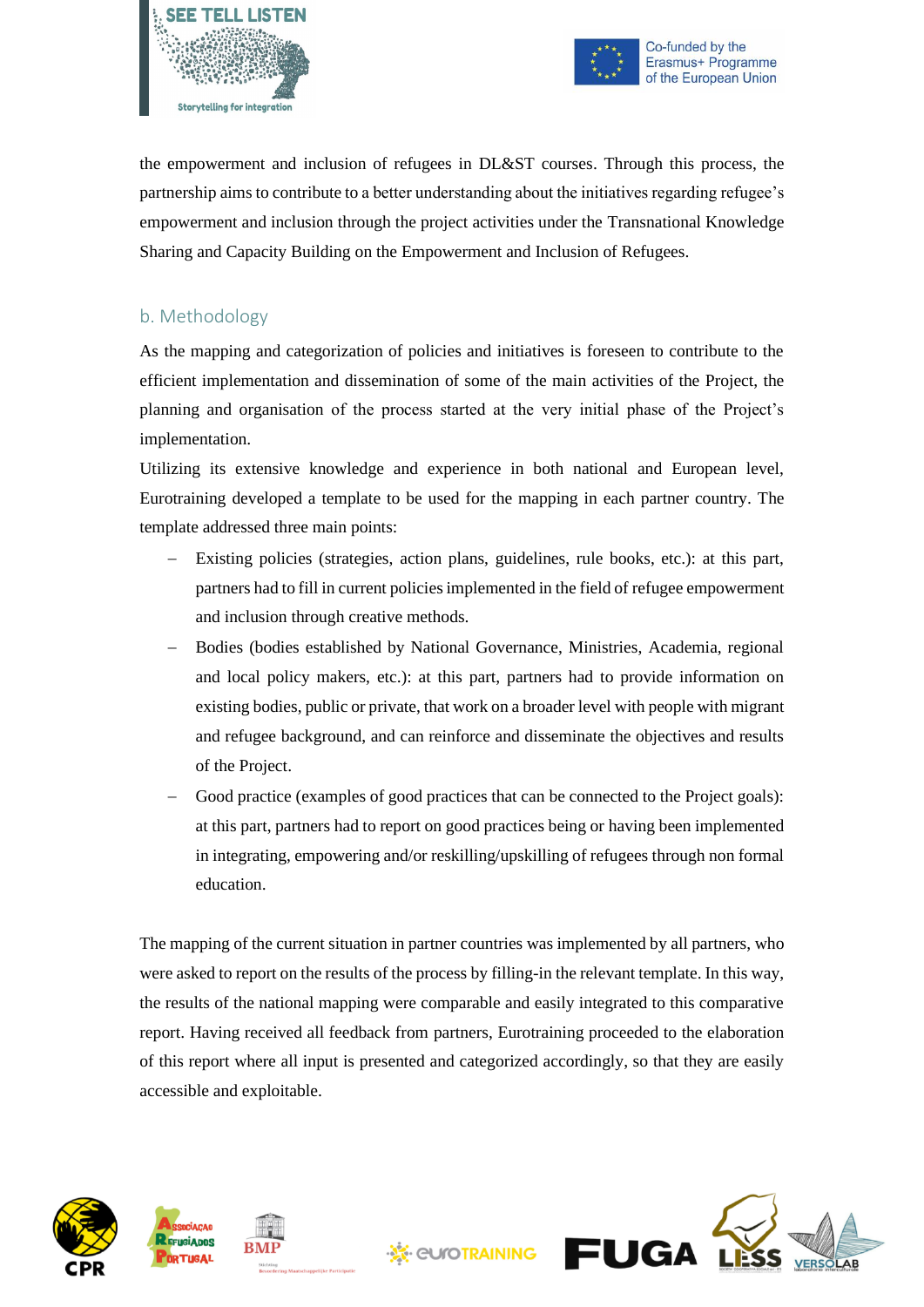the empowerment and inclusion of refugees in DL&ST courses. Through this process, the partnership aims to contribute to a better understanding about the initiatives regarding refugee's empowerment and inclusion through the project activities under the Transnational Knowledge Sharing and Capacity Building on the Empowerment and Inclusion of Refugees.

## b. Methodology

As the mapping and categorization of policies and initiatives is foreseen to contribute to the efficient implementation and dissemination of some of the main activities of the Project, the planning and organisation of the process started at the very initial phase of the Project's implementation.

Utilizing its extensive knowledge and experience in both national and European level, Eurotraining developed a template to be used for the mapping in each partner country. The template addressed three main points:

- Existing policies (strategies, action plans, guidelines, rule books, etc.): at this part, partners had to fill in current policies implemented in the field of refugee empowerment and inclusion through creative methods.
- Bodies (bodies established by National Governance, Ministries, Academia, regional and local policy makers, etc.): at this part, partners had to provide information on existing bodies, public or private, that work on a broader level with people with migrant and refugee background, and can reinforce and disseminate the objectives and results of the Project.
- Good practice (examples of good practices that can be connected to the Project goals): at this part, partners had to report on good practices being or having been implemented in integrating, empowering and/or reskilling/upskilling of refugees through non formal education.

The mapping of the current situation in partner countries was implemented by all partners, who were asked to report on the results of the process by filling-in the relevant template. In this way, the results of the national mapping were comparable and easily integrated to this comparative report. Having received all feedback from partners, Eurotraining proceeded to the elaboration of this report where all input is presented and categorized accordingly, so that they are easily accessible and exploitable.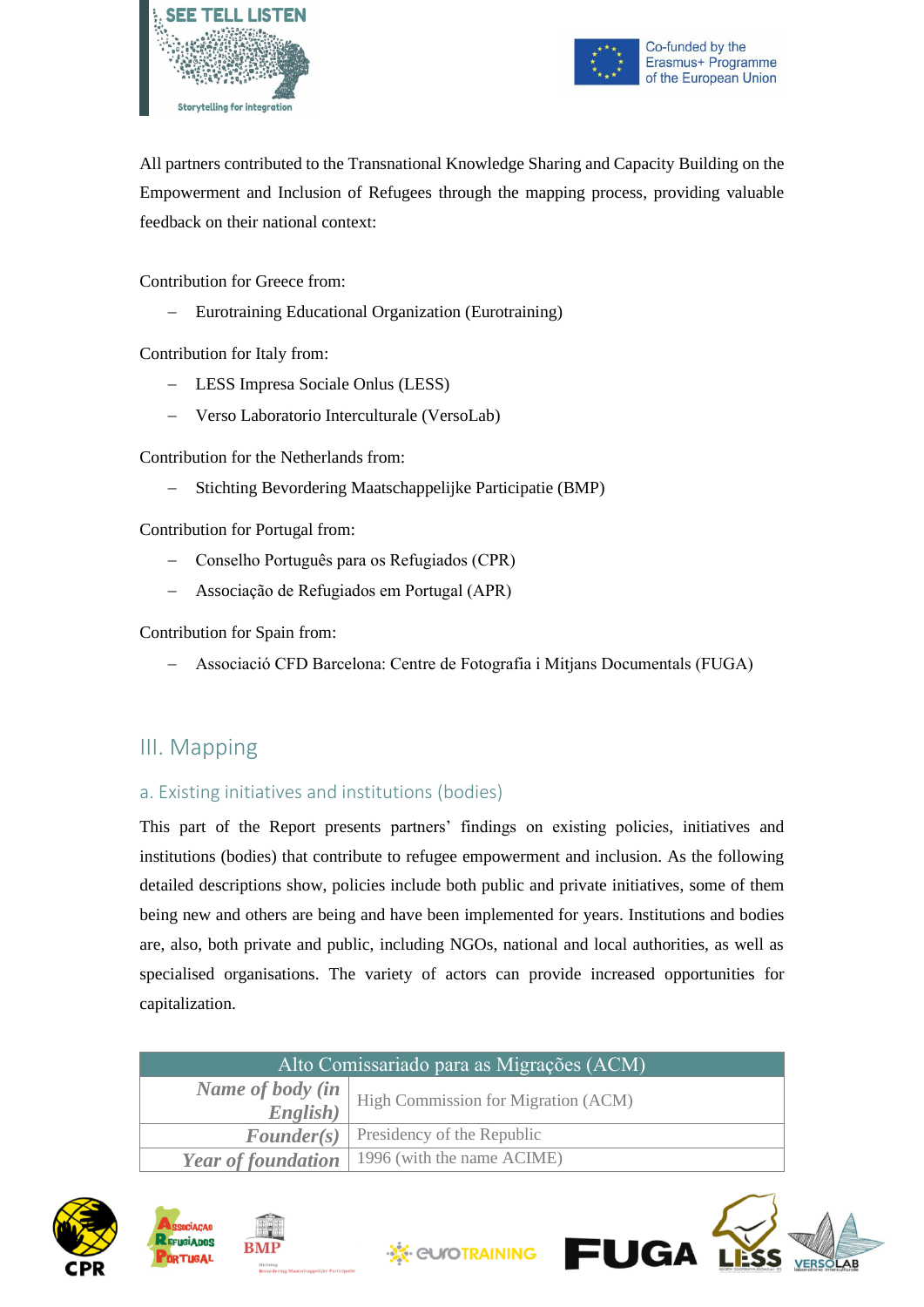All partners contributed to the Transnational Knowledge Sharing and Capacity Building on the Empowerment and Inclusion of Refugees through the mapping process, providing valuable feedback on their national context:

Contribution for Greece from:

- Eurotraining Educational Organization (Eurotraining)

Contribution for Italy from:

- LESS Impresa Sociale Onlus (LESS)
- Verso Laboratorio Interculturale (VersoLab)

Contribution for the Netherlands from:

- Stichting Bevordering Maatschappelijke Participatie (BMP)

Contribution for Portugal from:

- Conselho Português para os Refugiados (CPR)
- Associação de Refugiados em Portugal (APR)

Contribution for Spain from:

- Associació CFD Barcelona: Centre de Fotografia i Mitjans Documentals (FUGA)

## III. Mapping

### a. Existing initiatives and institutions (bodies)

This part of the Report presents partners' findings on existing policies, initiatives and institutions (bodies) that contribute to refugee empowerment and inclusion. As the following detailed descriptions show, policies include both public and private initiatives, some of them being new and others are being and have been implemented for years. Institutions and bodies are, also, both private and public, including NGOs, national and local authorities, as well as specialised organisations. The variety of actors can provide increased opportunities for capitalization.

| Alto Comissariado para as Migrações (ACM) | |
|---|---|
| ***Name of body (in English)*** | High Commission for Migration (ACM) |
| ***Founder(s)*** | Presidency of the Republic |
| ***Year of foundation*** | 1996 (with the name ACIME) |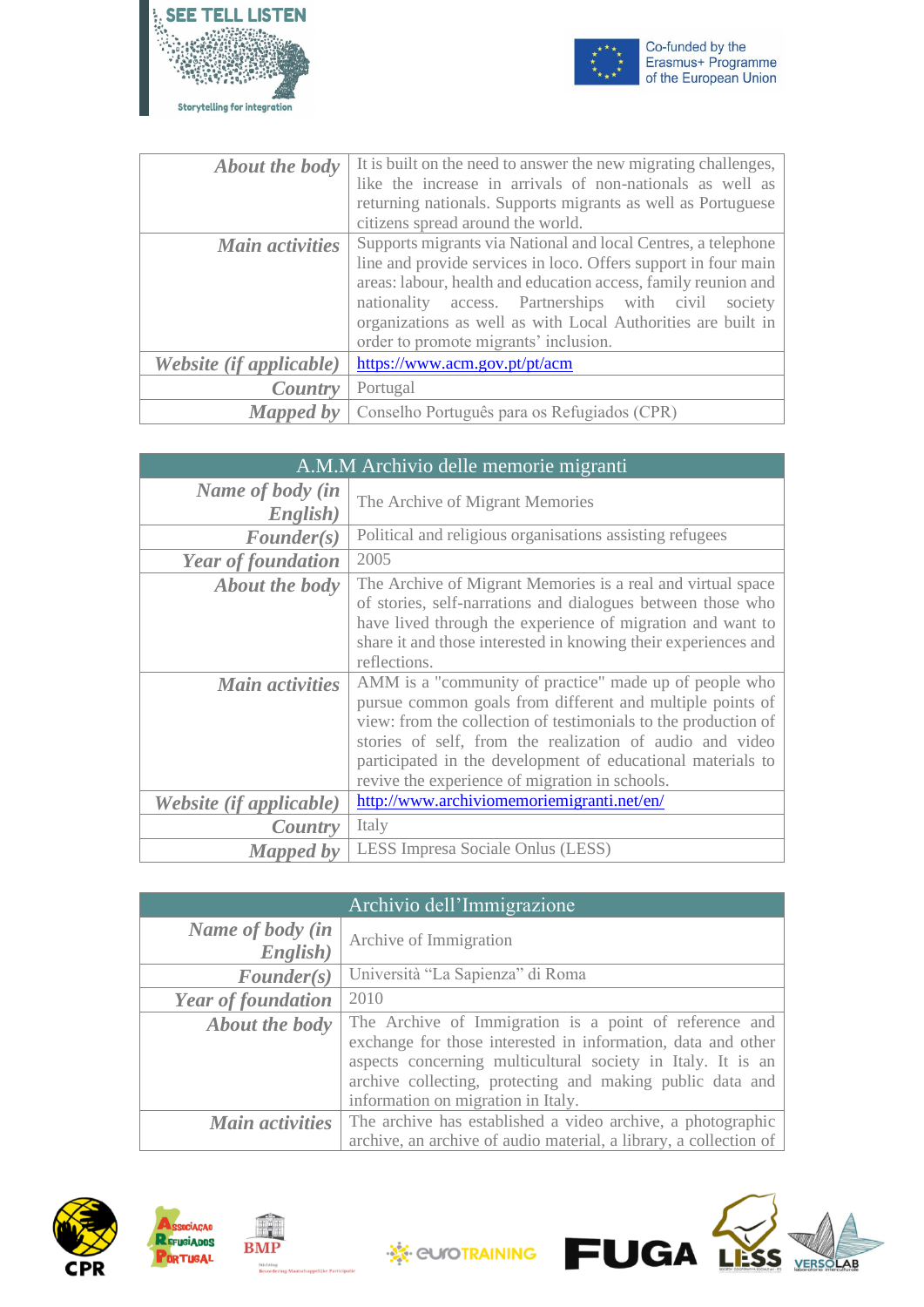| | |
|---|---|
| ***About the body*** | It is built on the need to answer the new migrating challenges, like the increase in arrivals of non-nationals as well as returning nationals. Supports migrants as well as Portuguese citizens spread around the world. |
| ***Main activities*** | Supports migrants via National and local Centres, a telephone line and provide services in loco. Offers support in four main areas: labour, health and education access, family reunion and nationality access. Partnerships with civil society organizations as well as with Local Authorities are built in order to promote migrants' inclusion. |
| ***Website (if applicable)*** | https://www.acm.gov.pt/pt/acm |
| ***Country*** | Portugal |
| ***Mapped by*** | Conselho Português para os Refugiados (CPR) |

| A.M.M Archivio delle memorie migranti | |
|---|---|
| ***Name of body (in English)*** | The Archive of Migrant Memories |
| ***Founder(s)*** | Political and religious organisations assisting refugees |
| ***Year of foundation*** | 2005 |
| ***About the body*** | The Archive of Migrant Memories is a real and virtual space of stories, self-narrations and dialogues between those who have lived through the experience of migration and want to share it and those interested in knowing their experiences and reflections. |
| ***Main activities*** | AMM is a "community of practice" made up of people who pursue common goals from different and multiple points of view: from the collection of testimonials to the production of stories of self, from the realization of audio and video participated in the development of educational materials to revive the experience of migration in schools. |
| ***Website (if applicable)*** | http://www.archiviomemoriemigranti.net/en/ |
| ***Country*** | Italy |
| ***Mapped by*** | LESS Impresa Sociale Onlus (LESS) |

| Archivio dell'Immigrazione | |
|---|---|
| ***Name of body (in English)*** | Archive of Immigration |
| ***Founder(s)*** | Università "La Sapienza" di Roma |
| ***Year of foundation*** | 2010 |
| ***About the body*** | The Archive of Immigration is a point of reference and exchange for those interested in information, data and other aspects concerning multicultural society in Italy. It is an archive collecting, protecting and making public data and information on migration in Italy. |
| ***Main activities*** | The archive has established a video archive, a photographic archive, an archive of audio material, a library, a collection of |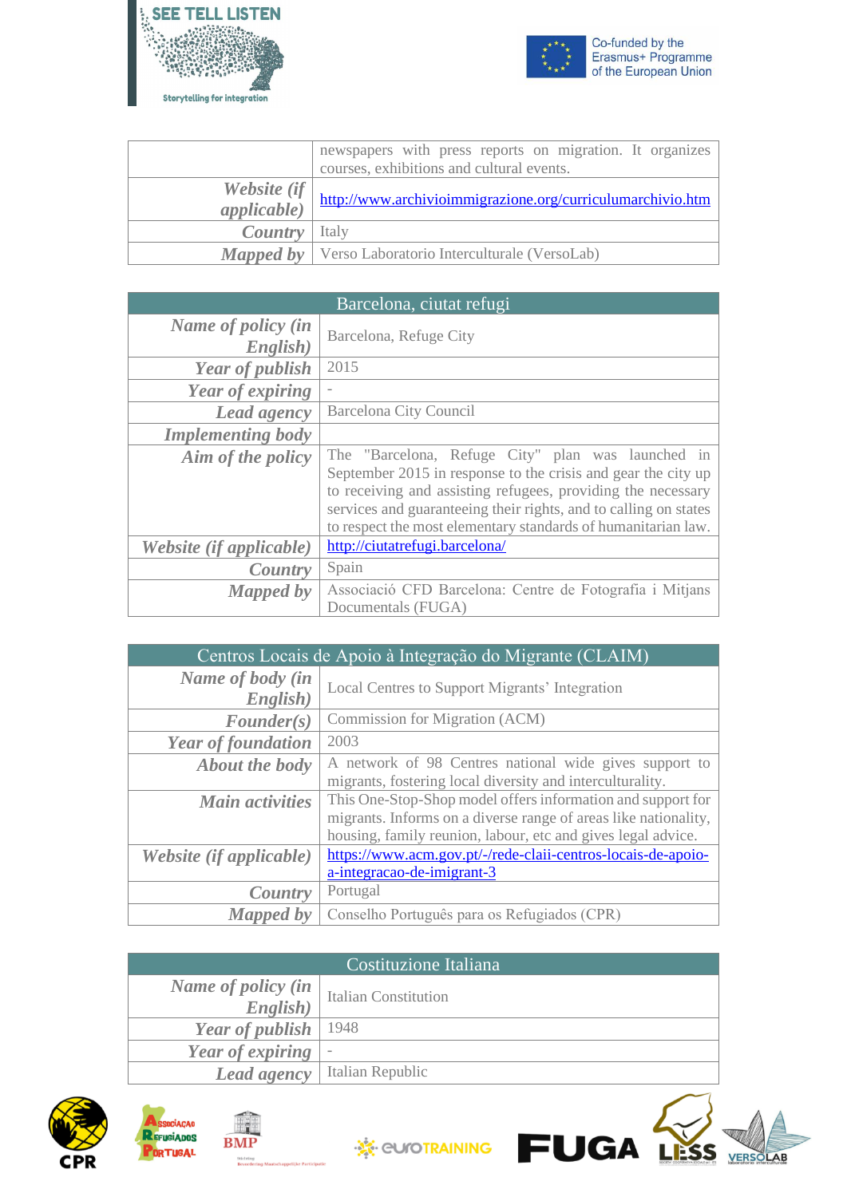| | |
|---|---|
| | newspapers with press reports on migration. It organizes courses, exhibitions and cultural events. |
| ***Website (if applicable)*** | http://www.archivioimmigrazione.org/curriculumarchivio.htm |
| ***Country*** | Italy |
| ***Mapped by*** | Verso Laboratorio Interculturale (VersoLab) |

| Barcelona, ciutat refugi | |
|---|---|
| ***Name of policy (in English)*** | Barcelona, Refuge City |
| ***Year of publish*** | 2015 |
| ***Year of expiring*** | - |
| ***Lead agency*** | Barcelona City Council |
| ***Implementing body*** | |
| ***Aim of the policy*** | The "Barcelona, Refuge City" plan was launched in September 2015 in response to the crisis and gear the city up to receiving and assisting refugees, providing the necessary services and guaranteeing their rights, and to calling on states to respect the most elementary standards of humanitarian law. |
| ***Website (if applicable)*** | http://ciutatrefugi.barcelona/ |
| ***Country*** | Spain |
| ***Mapped by*** | Associació CFD Barcelona: Centre de Fotografia i Mitjans Documentals (FUGA) |

| Centros Locais de Apoio à Integração do Migrante (CLAIM) | |
|---|---|
| ***Name of body (in English)*** | Local Centres to Support Migrants' Integration |
| ***Founder(s)*** | Commission for Migration (ACM) |
| ***Year of foundation*** | 2003 |
| ***About the body*** | A network of 98 Centres national wide gives support to migrants, fostering local diversity and interculturality. |
| ***Main activities*** | This One-Stop-Shop model offers information and support for migrants. Informs on a diverse range of areas like nationality, housing, family reunion, labour, etc and gives legal advice. |
| ***Website (if applicable)*** | https://www.acm.gov.pt/-/rede-claii-centros-locais-de-apoio-a-integracao-de-imigrant-3 |
| ***Country*** | Portugal |
| ***Mapped by*** | Conselho Português para os Refugiados (CPR) |

| Costituzione Italiana | |
|---|---|
| ***Name of policy (in English)*** | Italian Constitution |
| ***Year of publish*** | 1948 |
| ***Year of expiring*** | - |
| ***Lead agency*** | Italian Republic |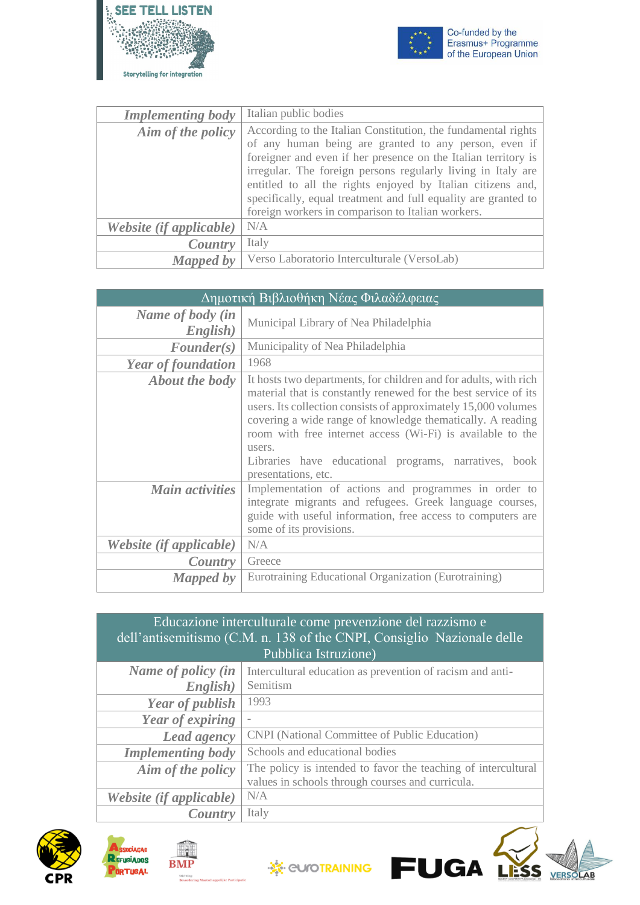| | |
|---|---|
| ***Implementing body*** | Italian public bodies |
| ***Aim of the policy*** | According to the Italian Constitution, the fundamental rights of any human being are granted to any person, even if foreigner and even if her presence on the Italian territory is irregular. The foreign persons regularly living in Italy are entitled to all the rights enjoyed by Italian citizens and, specifically, equal treatment and full equality are granted to foreign workers in comparison to Italian workers. |
| ***Website (if applicable)*** | N/A |
| ***Country*** | Italy |
| ***Mapped by*** | Verso Laboratorio Interculturale (VersoLab) |

| Δημοτική Βιβλιοθήκη Νέας Φιλαδέλφειας | |
|---|---|
| ***Name of body (in English)*** | Municipal Library of Nea Philadelphia |
| ***Founder(s)*** | Municipality of Nea Philadelphia |
| ***Year of foundation*** | 1968 |
| ***About the body*** | It hosts two departments, for children and for adults, with rich material that is constantly renewed for the best service of its users. Its collection consists of approximately 15,000 volumes covering a wide range of knowledge thematically. A reading room with free internet access (Wi-Fi) is available to the users.<br>Libraries have educational programs, narratives, book presentations, etc. |
| ***Main activities*** | Implementation of actions and programmes in order to integrate migrants and refugees. Greek language courses, guide with useful information, free access to computers are some of its provisions. |
| ***Website (if applicable)*** | N/A |
| ***Country*** | Greece |
| ***Mapped by*** | Eurotraining Educational Organization (Eurotraining) |

| Educazione interculturale come prevenzione del razzismo e dell'antisemitismo (C.M. n. 138 of the CNPI, Consiglio Nazionale delle Pubblica Istruzione) | |
|---|---|
| ***Name of policy (in English)*** | Intercultural education as prevention of racism and anti-Semitism |
| ***Year of publish*** | 1993 |
| ***Year of expiring*** | - |
| ***Lead agency*** | CNPI (National Committee of Public Education) |
| ***Implementing body*** | Schools and educational bodies |
| ***Aim of the policy*** | The policy is intended to favor the teaching of intercultural values in schools through courses and curricula. |
| ***Website (if applicable)*** | N/A |
| ***Country*** | Italy |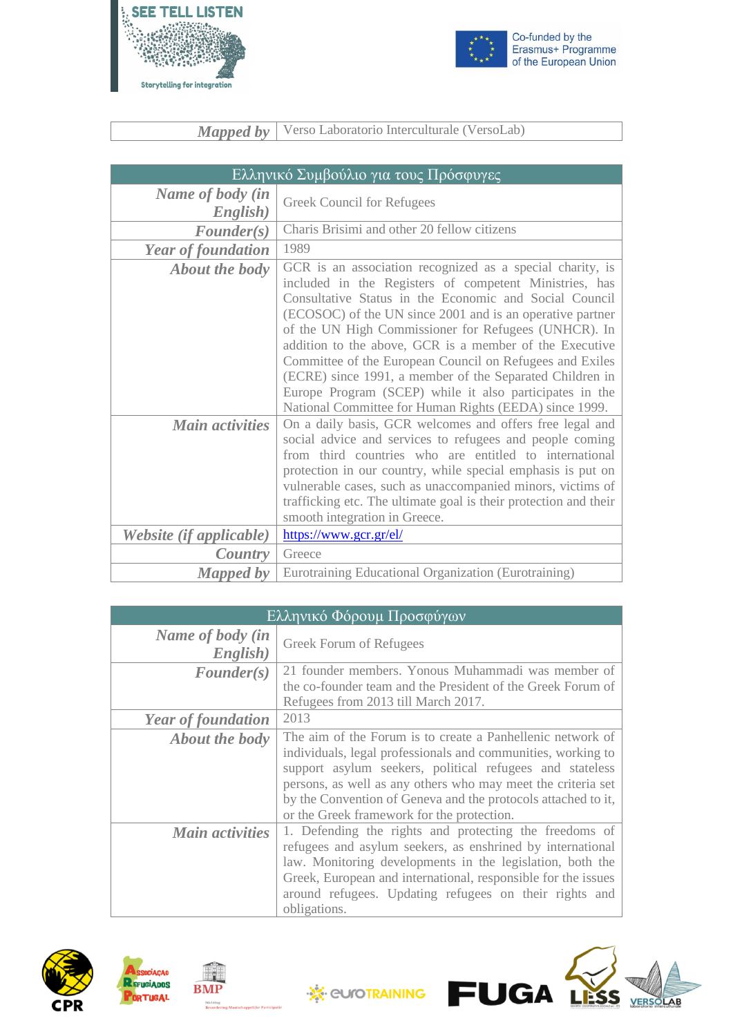| *Mapped by* | Verso Laboratorio Interculturale (VersoLab) |
|---|---|

| Ελληνικό Συμβούλιο για τους Πρόσφυγες | |
|---|---|
| *Name of body (in English)* | Greek Council for Refugees |
| *Founder(s)* | Charis Brisimi and other 20 fellow citizens |
| *Year of foundation* | 1989 |
| *About the body* | GCR is an association recognized as a special charity, is included in the Registers of competent Ministries, has Consultative Status in the Economic and Social Council (ECOSOC) of the UN since 2001 and is an operative partner of the UN High Commissioner for Refugees (UNHCR). In addition to the above, GCR is a member of the Executive Committee of the European Council on Refugees and Exiles (ECRE) since 1991, a member of the Separated Children in Europe Program (SCEP) while it also participates in the National Committee for Human Rights (EEDA) since 1999. |
| *Main activities* | On a daily basis, GCR welcomes and offers free legal and social advice and services to refugees and people coming from third countries who are entitled to international protection in our country, while special emphasis is put on vulnerable cases, such as unaccompanied minors, victims of trafficking etc. The ultimate goal is their protection and their smooth integration in Greece. |
| *Website (if applicable)* | https://www.gcr.gr/el/ |
| *Country* | Greece |
| *Mapped by* | Eurotraining Educational Organization (Eurotraining) |

| Ελληνικό Φόρουμ Προσφύγων | |
|---|---|
| *Name of body (in English)* | Greek Forum of Refugees |
| *Founder(s)* | 21 founder members. Yonous Muhammadi was member of the co-founder team and the President of the Greek Forum of Refugees from 2013 till March 2017. |
| *Year of foundation* | 2013 |
| *About the body* | The aim of the Forum is to create a Panhellenic network of individuals, legal professionals and communities, working to support asylum seekers, political refugees and stateless persons, as well as any others who may meet the criteria set by the Convention of Geneva and the protocols attached to it, or the Greek framework for the protection. |
| *Main activities* | 1. Defending the rights and protecting the freedoms of refugees and asylum seekers, as enshrined by international law. Monitoring developments in the legislation, both the Greek, European and international, responsible for the issues around refugees. Updating refugees on their rights and obligations. |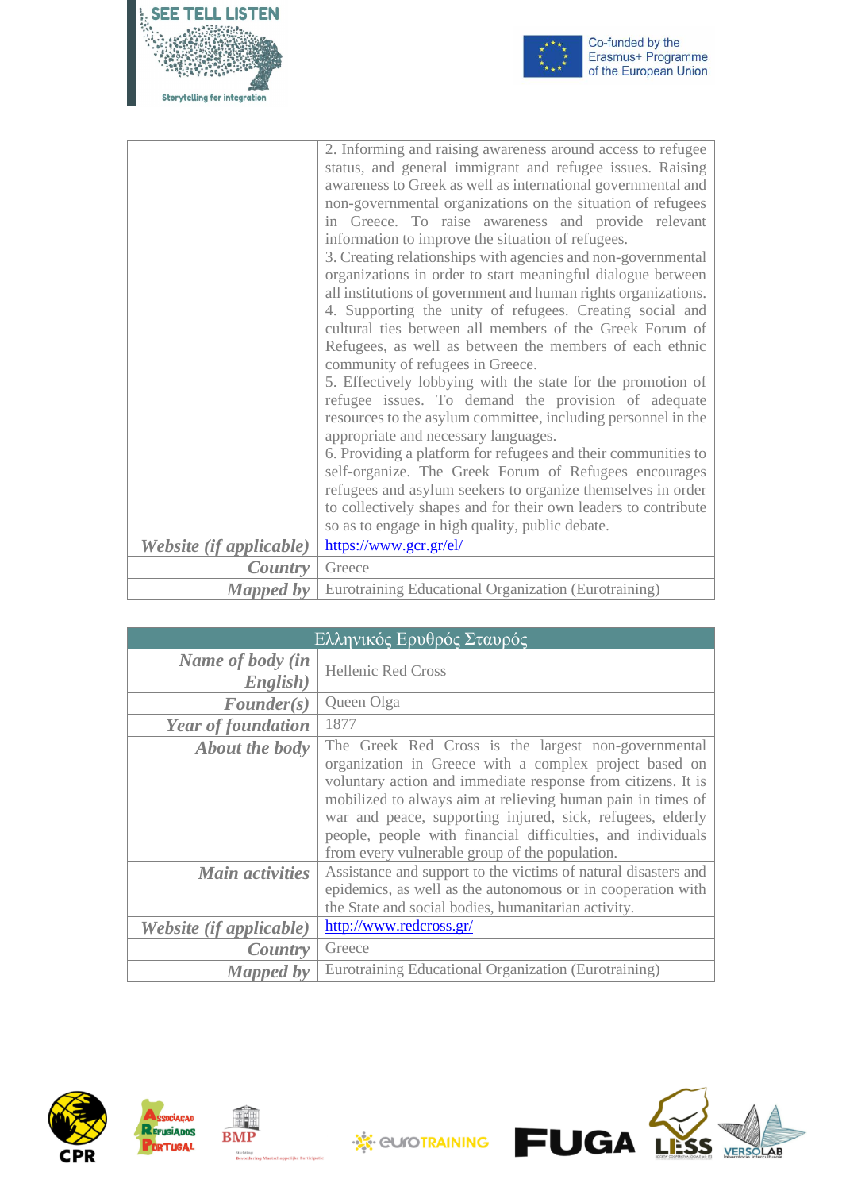| | |
|---|---|
| | 2. Informing and raising awareness around access to refugee status, and general immigrant and refugee issues. Raising awareness to Greek as well as international governmental and non-governmental organizations on the situation of refugees in Greece. To raise awareness and provide relevant information to improve the situation of refugees.<br>3. Creating relationships with agencies and non-governmental organizations in order to start meaningful dialogue between all institutions of government and human rights organizations.<br>4. Supporting the unity of refugees. Creating social and cultural ties between all members of the Greek Forum of Refugees, as well as between the members of each ethnic community of refugees in Greece.<br>5. Effectively lobbying with the state for the promotion of refugee issues. To demand the provision of adequate resources to the asylum committee, including personnel in the appropriate and necessary languages.<br>6. Providing a platform for refugees and their communities to self-organize. The Greek Forum of Refugees encourages refugees and asylum seekers to organize themselves in order to collectively shapes and for their own leaders to contribute so as to engage in high quality, public debate. |
| ***Website (if applicable)*** | https://www.gcr.gr/el/ |
| ***Country*** | Greece |
| ***Mapped by*** | Eurotraining Educational Organization (Eurotraining) |

| Ελληνικός Ερυθρός Σταυρός | |
|---|---|
| ***Name of body (in English)*** | Hellenic Red Cross |
| ***Founder(s)*** | Queen Olga |
| ***Year of foundation*** | 1877 |
| ***About the body*** | The Greek Red Cross is the largest non-governmental organization in Greece with a complex project based on voluntary action and immediate response from citizens. It is mobilized to always aim at relieving human pain in times of war and peace, supporting injured, sick, refugees, elderly people, people with financial difficulties, and individuals from every vulnerable group of the population. |
| ***Main activities*** | Assistance and support to the victims of natural disasters and epidemics, as well as the autonomous or in cooperation with the State and social bodies, humanitarian activity. |
| ***Website (if applicable)*** | http://www.redcross.gr/ |
| ***Country*** | Greece |
| ***Mapped by*** | Eurotraining Educational Organization (Eurotraining) |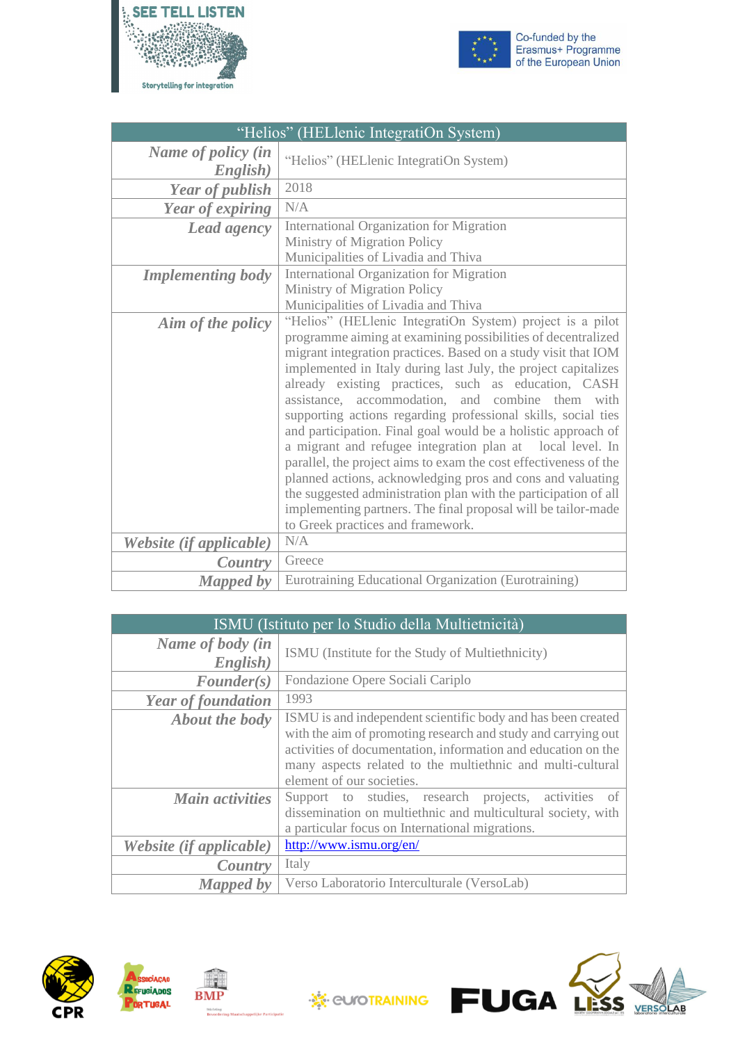| "Helios" (HELlenic IntegratiOn System) | |
|---|---|
| ***Name of policy (in English)*** | "Helios" (HELlenic IntegratiOn System) |
| ***Year of publish*** | 2018 |
| ***Year of expiring*** | N/A |
| ***Lead agency*** | International Organization for Migration<br>Ministry of Migration Policy<br>Municipalities of Livadia and Thiva |
| ***Implementing body*** | International Organization for Migration<br>Ministry of Migration Policy<br>Municipalities of Livadia and Thiva |
| ***Aim of the policy*** | "Helios" (HELlenic IntegratiOn System) project is a pilot programme aiming at examining possibilities of decentralized migrant integration practices. Based on a study visit that IOM implemented in Italy during last July, the project capitalizes already existing practices, such as education, CASH assistance, accommodation, and combine them with supporting actions regarding professional skills, social ties and participation. Final goal would be a holistic approach of a migrant and refugee integration plan at local level. In parallel, the project aims to exam the cost effectiveness of the planned actions, acknowledging pros and cons and valuating the suggested administration plan with the participation of all implementing partners. The final proposal will be tailor-made to Greek practices and framework. |
| ***Website (if applicable)*** | N/A |
| ***Country*** | Greece |
| ***Mapped by*** | Eurotraining Educational Organization (Eurotraining) |

| ISMU (Istituto per lo Studio della Multietnicità) | |
|---|---|
| ***Name of body (in English)*** | ISMU (Institute for the Study of Multiethnicity) |
| ***Founder(s)*** | Fondazione Opere Sociali Cariplo |
| ***Year of foundation*** | 1993 |
| ***About the body*** | ISMU is and independent scientific body and has been created with the aim of promoting research and study and carrying out activities of documentation, information and education on the many aspects related to the multiethnic and multi-cultural element of our societies. |
| ***Main activities*** | Support to studies, research projects, activities of dissemination on multiethnic and multicultural society, with a particular focus on International migrations. |
| ***Website (if applicable)*** | http://www.ismu.org/en/ |
| ***Country*** | Italy |
| ***Mapped by*** | Verso Laboratorio Interculturale (VersoLab) |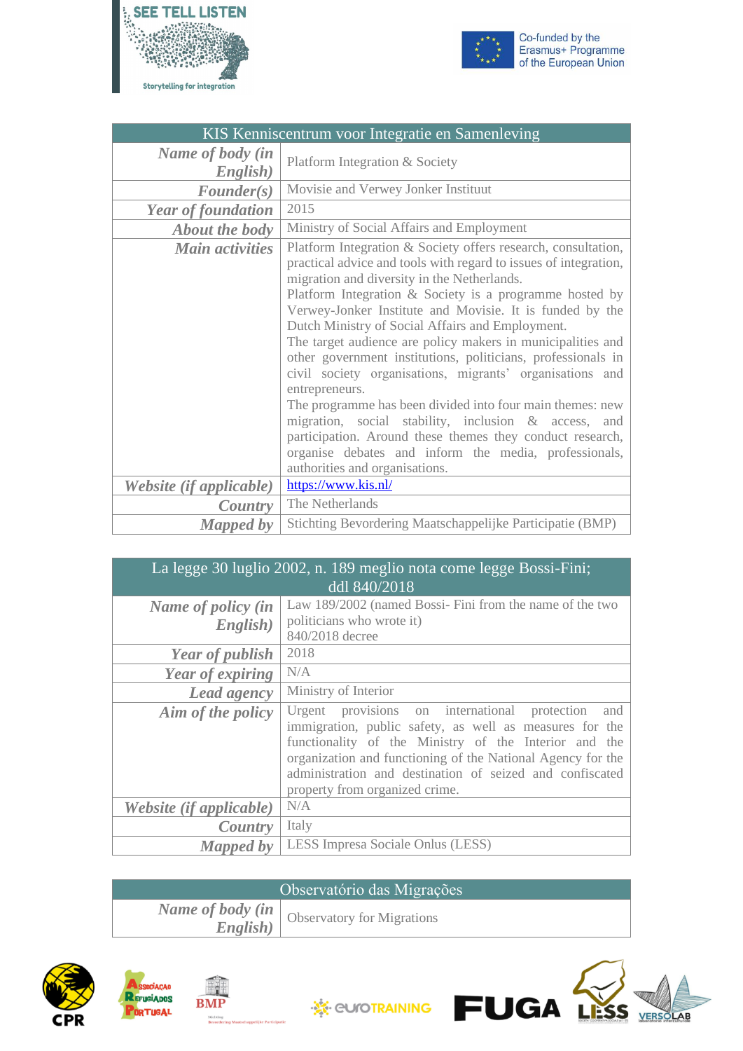| KIS Kenniscentrum voor Integratie en Samenleving | |
|---|---|
| ***Name of body (in English)*** | Platform Integration & Society |
| ***Founder(s)*** | Movisie and Verwey Jonker Instituut |
| ***Year of foundation*** | 2015 |
| ***About the body*** | Ministry of Social Affairs and Employment |
| ***Main activities*** | Platform Integration & Society offers research, consultation, practical advice and tools with regard to issues of integration, migration and diversity in the Netherlands.<br>Platform Integration & Society is a programme hosted by Verwey-Jonker Institute and Movisie. It is funded by the Dutch Ministry of Social Affairs and Employment.<br>The target audience are policy makers in municipalities and other government institutions, politicians, professionals in civil society organisations, migrants' organisations and entrepreneurs.<br>The programme has been divided into four main themes: new migration, social stability, inclusion & access, and participation. Around these themes they conduct research, organise debates and inform the media, professionals, authorities and organisations. |
| ***Website (if applicable)*** | https://www.kis.nl/ |
| ***Country*** | The Netherlands |
| ***Mapped by*** | Stichting Bevordering Maatschappelijke Participatie (BMP) |

| La legge 30 luglio 2002, n. 189 meglio nota come legge Bossi-Fini; ddl 840/2018 | |
|---|---|
| ***Name of policy (in English)*** | Law 189/2002 (named Bossi- Fini from the name of the two politicians who wrote it)<br>840/2018 decree |
| ***Year of publish*** | 2018 |
| ***Year of expiring*** | N/A |
| ***Lead agency*** | Ministry of Interior |
| ***Aim of the policy*** | Urgent provisions on international protection and immigration, public safety, as well as measures for the functionality of the Ministry of the Interior and the organization and functioning of the National Agency for the administration and destination of seized and confiscated property from organized crime. |
| ***Website (if applicable)*** | N/A |
| ***Country*** | Italy |
| ***Mapped by*** | LESS Impresa Sociale Onlus (LESS) |

| Observatório das Migrações | |
|---|---|
| ***Name of body (in English)*** | Observatory for Migrations |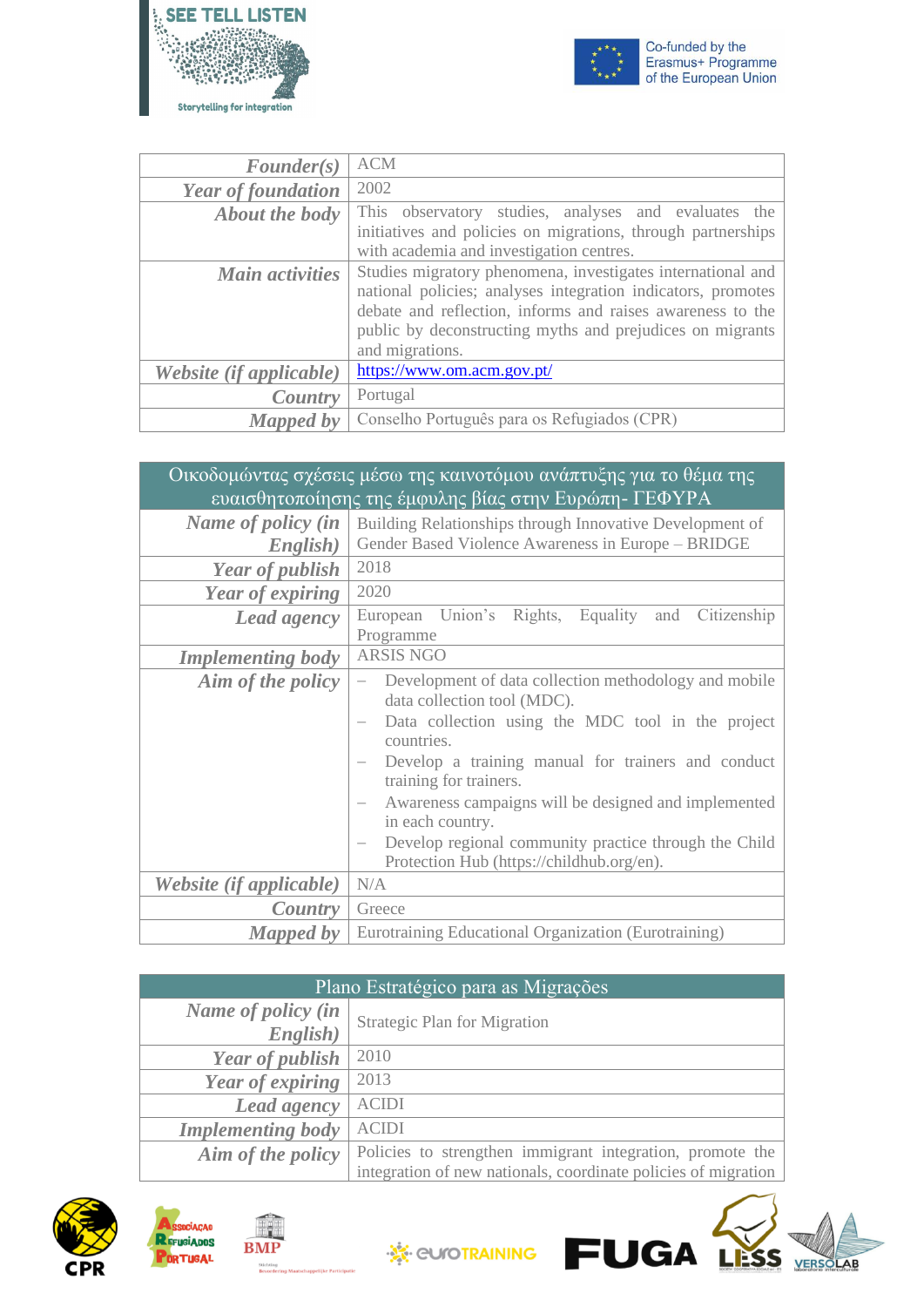| | |
|---|---|
| ***Founder(s)*** | ACM |
| ***Year of foundation*** | 2002 |
| ***About the body*** | This observatory studies, analyses and evaluates the initiatives and policies on migrations, through partnerships with academia and investigation centres. |
| ***Main activities*** | Studies migratory phenomena, investigates international and national policies; analyses integration indicators, promotes debate and reflection, informs and raises awareness to the public by deconstructing myths and prejudices on migrants and migrations. |
| ***Website (if applicable)*** | https://www.om.acm.gov.pt/ |
| ***Country*** | Portugal |
| ***Mapped by*** | Conselho Português para os Refugiados (CPR) |

| Οικοδομώντας σχέσεις μέσω της καινοτόμου ανάπτυξης για το θέμα της ευαισθητοποίησης της έμφυλης βίας στην Ευρώπη- ΓΕΦΥΡΑ | |
|---|---|
| ***Name of policy (in English)*** | Building Relationships through Innovative Development of Gender Based Violence Awareness in Europe – BRIDGE |
| ***Year of publish*** | 2018 |
| ***Year of expiring*** | 2020 |
| ***Lead agency*** | European Union's Rights, Equality and Citizenship Programme |
| ***Implementing body*** | ARSIS NGO |
| ***Aim of the policy*** | – Development of data collection methodology and mobile data collection tool (MDC).<br>– Data collection using the MDC tool in the project countries.<br>– Develop a training manual for trainers and conduct training for trainers.<br>– Awareness campaigns will be designed and implemented in each country.<br>– Develop regional community practice through the Child Protection Hub (https://childhub.org/en). |
| ***Website (if applicable)*** | N/A |
| ***Country*** | Greece |
| ***Mapped by*** | Eurotraining Educational Organization (Eurotraining) |

| Plano Estratégico para as Migrações | |
|---|---|
| ***Name of policy (in English)*** | Strategic Plan for Migration |
| ***Year of publish*** | 2010 |
| ***Year of expiring*** | 2013 |
| ***Lead agency*** | ACIDI |
| ***Implementing body*** | ACIDI |
| ***Aim of the policy*** | Policies to strengthen immigrant integration, promote the integration of new nationals, coordinate policies of migration |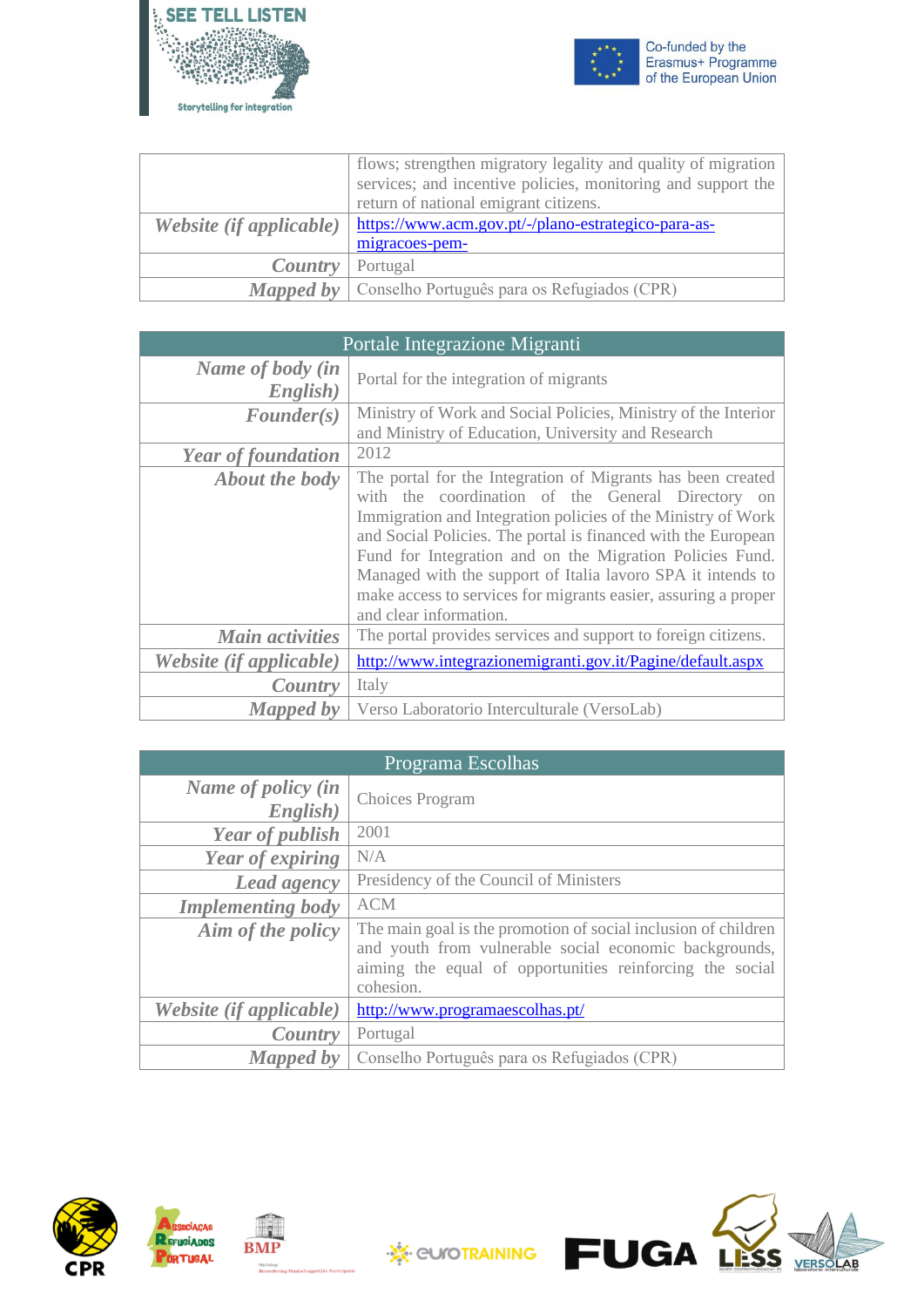| | |
|---|---|
| | flows; strengthen migratory legality and quality of migration services; and incentive policies, monitoring and support the return of national emigrant citizens. |
| *Website (if applicable)* | https://www.acm.gov.pt/-/plano-estrategico-para-as-migracoes-pem- |
| *Country* | Portugal |
| *Mapped by* | Conselho Português para os Refugiados (CPR) |

| Portale Integrazione Migranti | |
|---|---|
| *Name of body (in English)* | Portal for the integration of migrants |
| *Founder(s)* | Ministry of Work and Social Policies, Ministry of the Interior and Ministry of Education, University and Research |
| *Year of foundation* | 2012 |
| *About the body* | The portal for the Integration of Migrants has been created with the coordination of the General Directory on Immigration and Integration policies of the Ministry of Work and Social Policies. The portal is financed with the European Fund for Integration and on the Migration Policies Fund. Managed with the support of Italia lavoro SPA it intends to make access to services for migrants easier, assuring a proper and clear information. |
| *Main activities* | The portal provides services and support to foreign citizens. |
| *Website (if applicable)* | http://www.integrazionemigranti.gov.it/Pagine/default.aspx |
| *Country* | Italy |
| *Mapped by* | Verso Laboratorio Interculturale (VersoLab) |

| Programa Escolhas | |
|---|---|
| *Name of policy (in English)* | Choices Program |
| *Year of publish* | 2001 |
| *Year of expiring* | N/A |
| *Lead agency* | Presidency of the Council of Ministers |
| *Implementing body* | ACM |
| *Aim of the policy* | The main goal is the promotion of social inclusion of children and youth from vulnerable social economic backgrounds, aiming the equal of opportunities reinforcing the social cohesion. |
| *Website (if applicable)* | http://www.programaescolhas.pt/ |
| *Country* | Portugal |
| *Mapped by* | Conselho Português para os Refugiados (CPR) |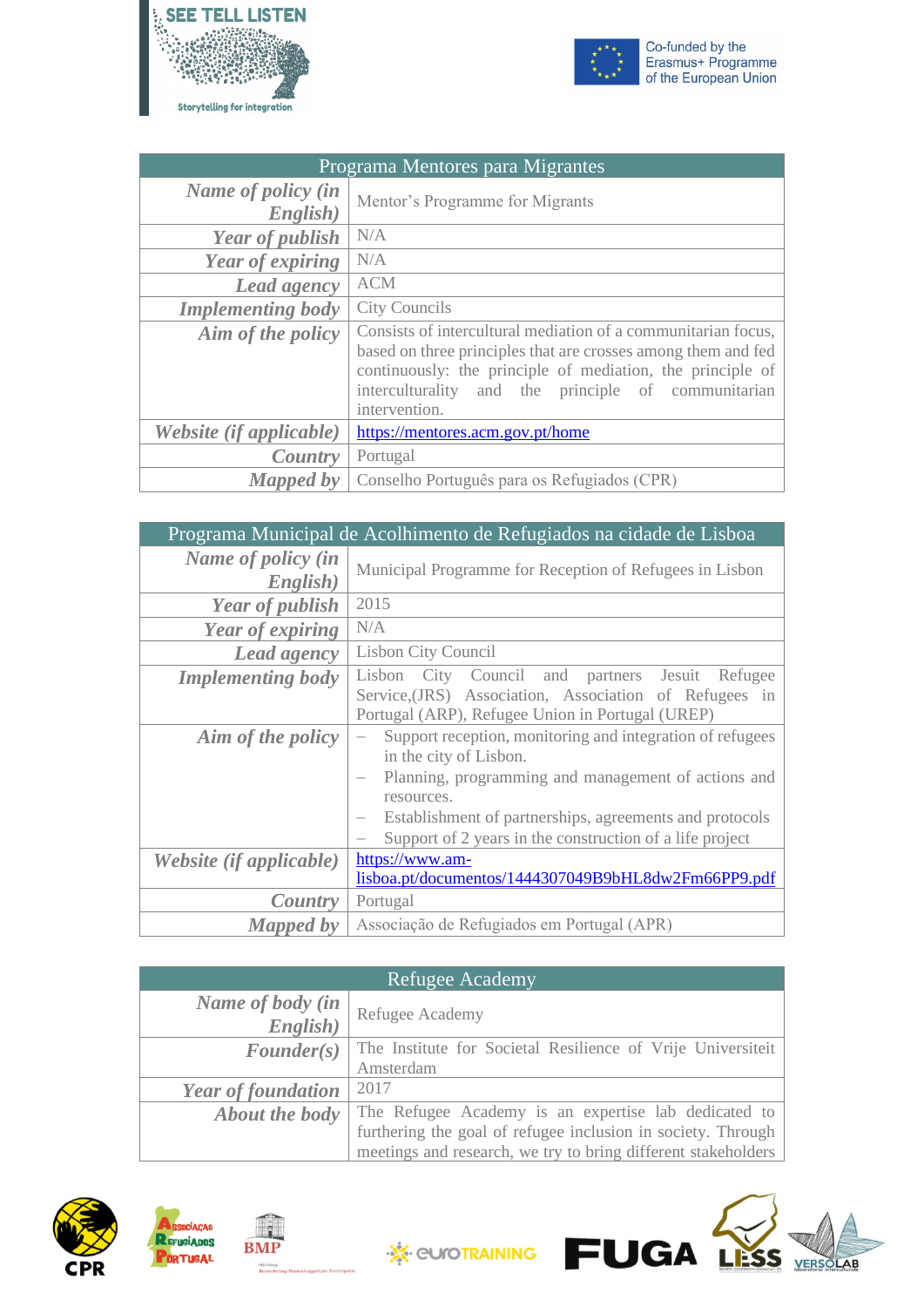| Programa Mentores para Migrantes | |
|---|---|
| *Name of policy (in English)* | Mentor's Programme for Migrants |
| *Year of publish* | N/A |
| *Year of expiring* | N/A |
| *Lead agency* | ACM |
| *Implementing body* | City Councils |
| *Aim of the policy* | Consists of intercultural mediation of a communitarian focus, based on three principles that are crosses among them and fed continuously: the principle of mediation, the principle of interculturality and the principle of communitarian intervention. |
| *Website (if applicable)* | https://mentores.acm.gov.pt/home |
| *Country* | Portugal |
| *Mapped by* | Conselho Português para os Refugiados (CPR) |

| Programa Municipal de Acolhimento de Refugiados na cidade de Lisboa | |
|---|---|
| *Name of policy (in English)* | Municipal Programme for Reception of Refugees in Lisbon |
| *Year of publish* | 2015 |
| *Year of expiring* | N/A |
| *Lead agency* | Lisbon City Council |
| *Implementing body* | Lisbon City Council and partners Jesuit Refugee Service,(JRS) Association, Association of Refugees in Portugal (ARP), Refugee Union in Portugal (UREP) |
| *Aim of the policy* | – Support reception, monitoring and integration of refugees in the city of Lisbon.<br>– Planning, programming and management of actions and resources.<br>– Establishment of partnerships, agreements and protocols<br>– Support of 2 years in the construction of a life project |
| *Website (if applicable)* | https://www.am-lisboa.pt/documentos/1444307049B9bHL8dw2Fm66PP9.pdf |
| *Country* | Portugal |
| *Mapped by* | Associação de Refugiados em Portugal (APR) |

| Refugee Academy | |
|---|---|
| *Name of body (in English)* | Refugee Academy |
| *Founder(s)* | The Institute for Societal Resilience of Vrije Universiteit Amsterdam |
| *Year of foundation* | 2017 |
| *About the body* | The Refugee Academy is an expertise lab dedicated to furthering the goal of refugee inclusion in society. Through meetings and research, we try to bring different stakeholders |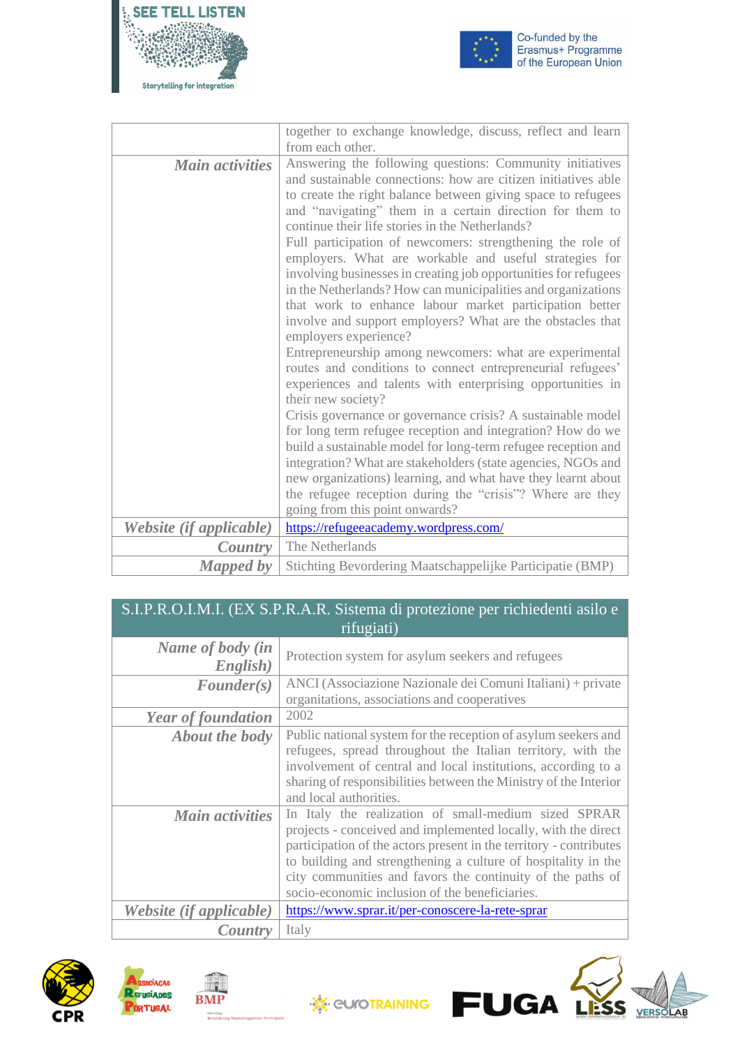|  |  |
|---|---|
|  | together to exchange knowledge, discuss, reflect and learn from each other. |
| ***Main activities*** | Answering the following questions: Community initiatives and sustainable connections: how are citizen initiatives able to create the right balance between giving space to refugees and "navigating" them in a certain direction for them to continue their life stories in the Netherlands?<br>Full participation of newcomers: strengthening the role of employers. What are workable and useful strategies for involving businesses in creating job opportunities for refugees in the Netherlands? How can municipalities and organizations that work to enhance labour market participation better involve and support employers? What are the obstacles that employers experience?<br>Entrepreneurship among newcomers: what are experimental routes and conditions to connect entrepreneurial refugees' experiences and talents with enterprising opportunities in their new society?<br>Crisis governance or governance crisis? A sustainable model for long term refugee reception and integration? How do we build a sustainable model for long-term refugee reception and integration? What are stakeholders (state agencies, NGOs and new organizations) learning, and what have they learnt about the refugee reception during the "crisis"? Where are they going from this point onwards? |
| ***Website (if applicable)*** | https://refugeeacademy.wordpress.com/ |
| ***Country*** | The Netherlands |
| ***Mapped by*** | Stichting Bevordering Maatschappelijke Participatie (BMP) |

| S.I.P.R.O.I.M.I. (EX S.P.R.A.R. Sistema di protezione per richiedenti asilo e rifugiati) | |
|---|---|
| ***Name of body (in English)*** | Protection system for asylum seekers and refugees |
| ***Founder(s)*** | ANCI (Associazione Nazionale dei Comuni Italiani) + private organitations, associations and cooperatives |
| ***Year of foundation*** | 2002 |
| ***About the body*** | Public national system for the reception of asylum seekers and refugees, spread throughout the Italian territory, with the involvement of central and local institutions, according to a sharing of responsibilities between the Ministry of the Interior and local authorities. |
| ***Main activities*** | In Italy the realization of small-medium sized SPRAR projects - conceived and implemented locally, with the direct participation of the actors present in the territory - contributes to building and strengthening a culture of hospitality in the city communities and favors the continuity of the paths of socio-economic inclusion of the beneficiaries. |
| ***Website (if applicable)*** | https://www.sprar.it/per-conoscere-la-rete-sprar |
| ***Country*** | Italy |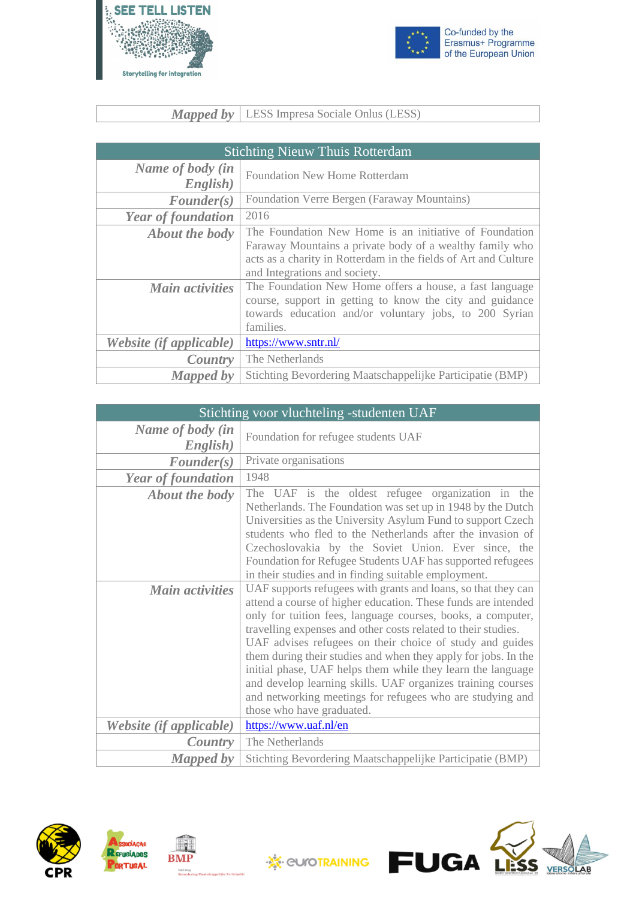| *Mapped by* | LESS Impresa Sociale Onlus (LESS) |
|---|---|

| Stichting Nieuw Thuis Rotterdam | |
|---|---|
| *Name of body (in English)* | Foundation New Home Rotterdam |
| *Founder(s)* | Foundation Verre Bergen (Faraway Mountains) |
| *Year of foundation* | 2016 |
| *About the body* | The Foundation New Home is an initiative of Foundation Faraway Mountains a private body of a wealthy family who acts as a charity in Rotterdam in the fields of Art and Culture and Integrations and society. |
| *Main activities* | The Foundation New Home offers a house, a fast language course, support in getting to know the city and guidance towards education and/or voluntary jobs, to 200 Syrian families. |
| *Website (if applicable)* | https://www.sntr.nl/ |
| *Country* | The Netherlands |
| *Mapped by* | Stichting Bevordering Maatschappelijke Participatie (BMP) |

| Stichting voor vluchteling -studenten UAF | |
|---|---|
| *Name of body (in English)* | Foundation for refugee students UAF |
| *Founder(s)* | Private organisations |
| *Year of foundation* | 1948 |
| *About the body* | The UAF is the oldest refugee organization in the Netherlands. The Foundation was set up in 1948 by the Dutch Universities as the University Asylum Fund to support Czech students who fled to the Netherlands after the invasion of Czechoslovakia by the Soviet Union. Ever since, the Foundation for Refugee Students UAF has supported refugees in their studies and in finding suitable employment. |
| *Main activities* | UAF supports refugees with grants and loans, so that they can attend a course of higher education. These funds are intended only for tuition fees, language courses, books, a computer, travelling expenses and other costs related to their studies. UAF advises refugees on their choice of study and guides them during their studies and when they apply for jobs. In the initial phase, UAF helps them while they learn the language and develop learning skills. UAF organizes training courses and networking meetings for refugees who are studying and those who have graduated. |
| *Website (if applicable)* | https://www.uaf.nl/en |
| *Country* | The Netherlands |
| *Mapped by* | Stichting Bevordering Maatschappelijke Participatie (BMP) |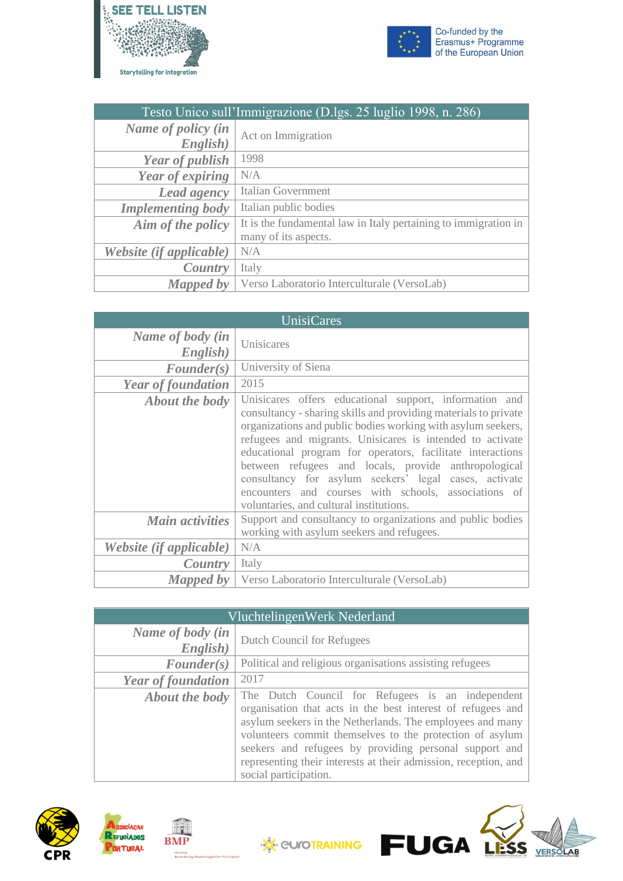| Testo Unico sull'Immigrazione (D.lgs. 25 luglio 1998, n. 286) | |
|---|---|
| ***Name of policy (in English)*** | Act on Immigration |
| ***Year of publish*** | 1998 |
| ***Year of expiring*** | N/A |
| ***Lead agency*** | Italian Government |
| ***Implementing body*** | Italian public bodies |
| ***Aim of the policy*** | It is the fundamental law in Italy pertaining to immigration in many of its aspects. |
| ***Website (if applicable)*** | N/A |
| ***Country*** | Italy |
| ***Mapped by*** | Verso Laboratorio Interculturale (VersoLab) |

| UnisiCares | |
|---|---|
| ***Name of body (in English)*** | Unisicares |
| ***Founder(s)*** | University of Siena |
| ***Year of foundation*** | 2015 |
| ***About the body*** | Unisicares offers educational support, information and consultancy - sharing skills and providing materials to private organizations and public bodies working with asylum seekers, refugees and migrants. Unisicares is intended to activate educational program for operators, facilitate interactions between refugees and locals, provide anthropological consultancy for asylum seekers' legal cases, activate encounters and courses with schools, associations of voluntaries, and cultural institutions. |
| ***Main activities*** | Support and consultancy to organizations and public bodies working with asylum seekers and refugees. |
| ***Website (if applicable)*** | N/A |
| ***Country*** | Italy |
| ***Mapped by*** | Verso Laboratorio Interculturale (VersoLab) |

| VluchtelingenWerk Nederland | |
|---|---|
| ***Name of body (in English)*** | Dutch Council for Refugees |
| ***Founder(s)*** | Political and religious organisations assisting refugees |
| ***Year of foundation*** | 2017 |
| ***About the body*** | The Dutch Council for Refugees is an independent organisation that acts in the best interest of refugees and asylum seekers in the Netherlands. The employees and many volunteers commit themselves to the protection of asylum seekers and refugees by providing personal support and representing their interests at their admission, reception, and social participation. |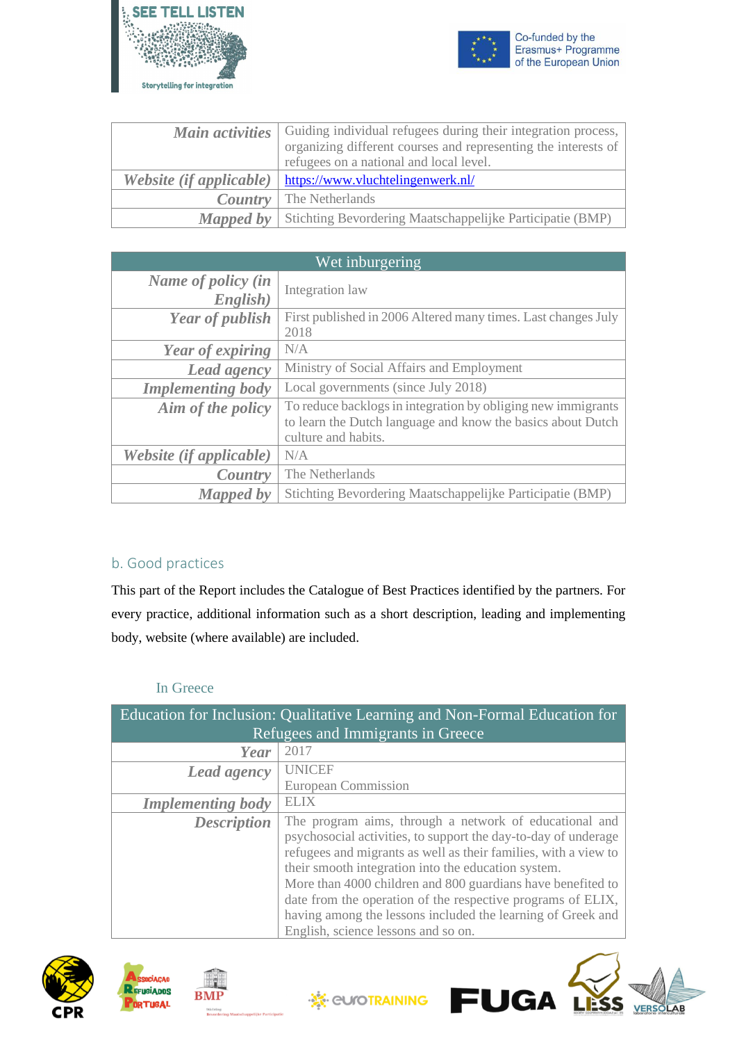| *Main activities* | Guiding individual refugees during their integration process, organizing different courses and representing the interests of refugees on a national and local level. |
| --- | --- |
| *Website (if applicable)* | https://www.vluchtelingenwerk.nl/ |
| *Country* | The Netherlands |
| *Mapped by* | Stichting Bevordering Maatschappelijke Participatie (BMP) |

| Wet inburgering | |
| --- | --- |
| *Name of policy (in English)* | Integration law |
| *Year of publish* | First published in 2006 Altered many times. Last changes July 2018 |
| *Year of expiring* | N/A |
| *Lead agency* | Ministry of Social Affairs and Employment |
| *Implementing body* | Local governments (since July 2018) |
| *Aim of the policy* | To reduce backlogs in integration by obliging new immigrants to learn the Dutch language and know the basics about Dutch culture and habits. |
| *Website (if applicable)* | N/A |
| *Country* | The Netherlands |
| *Mapped by* | Stichting Bevordering Maatschappelijke Participatie (BMP) |

## b. Good practices

This part of the Report includes the Catalogue of Best Practices identified by the partners. For every practice, additional information such as a short description, leading and implementing body, website (where available) are included.

### In Greece

| Education for Inclusion: Qualitative Learning and Non-Formal Education for Refugees and Immigrants in Greece | |
| --- | --- |
| *Year* | 2017 |
| *Lead agency* | UNICEF<br>European Commission |
| *Implementing body* | ELIX |
| *Description* | The program aims, through a network of educational and psychosocial activities, to support the day-to-day of underage refugees and migrants as well as their families, with a view to their smooth integration into the education system.<br>More than 4000 children and 800 guardians have benefited to date from the operation of the respective programs of ELIX, having among the lessons included the learning of Greek and English, science lessons and so on. |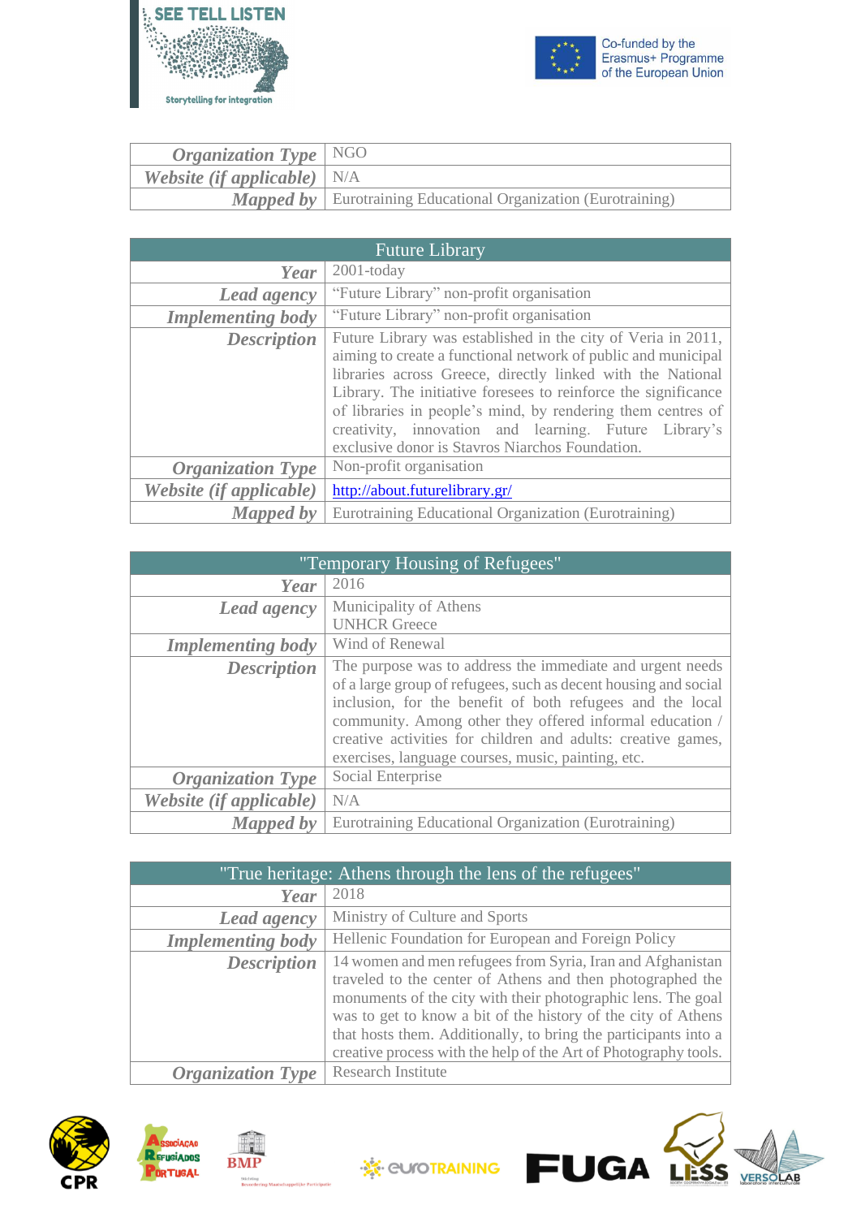| | |
|---|---|
| ***Organization Type*** | NGO |
| ***Website (if applicable)*** | N/A |
| ***Mapped by*** | Eurotraining Educational Organization (Eurotraining) |

| Future Library | |
|---|---|
| ***Year*** | 2001-today |
| ***Lead agency*** | "Future Library" non-profit organisation |
| ***Implementing body*** | "Future Library" non-profit organisation |
| ***Description*** | Future Library was established in the city of Veria in 2011, aiming to create a functional network of public and municipal libraries across Greece, directly linked with the National Library. The initiative foresees to reinforce the significance of libraries in people's mind, by rendering them centres of creativity, innovation and learning. Future Library's exclusive donor is Stavros Niarchos Foundation. |
| ***Organization Type*** | Non-profit organisation |
| ***Website (if applicable)*** | http://about.futurelibrary.gr/ |
| ***Mapped by*** | Eurotraining Educational Organization (Eurotraining) |

| "Temporary Housing of Refugees" | |
|---|---|
| ***Year*** | 2016 |
| ***Lead agency*** | Municipality of Athens<br>UNHCR Greece |
| ***Implementing body*** | Wind of Renewal |
| ***Description*** | The purpose was to address the immediate and urgent needs of a large group of refugees, such as decent housing and social inclusion, for the benefit of both refugees and the local community. Among other they offered informal education / creative activities for children and adults: creative games, exercises, language courses, music, painting, etc. |
| ***Organization Type*** | Social Enterprise |
| ***Website (if applicable)*** | N/A |
| ***Mapped by*** | Eurotraining Educational Organization (Eurotraining) |

| "True heritage: Athens through the lens of the refugees" | |
|---|---|
| ***Year*** | 2018 |
| ***Lead agency*** | Ministry of Culture and Sports |
| ***Implementing body*** | Hellenic Foundation for European and Foreign Policy |
| ***Description*** | 14 women and men refugees from Syria, Iran and Afghanistan traveled to the center of Athens and then photographed the monuments of the city with their photographic lens. The goal was to get to know a bit of the history of the city of Athens that hosts them. Additionally, to bring the participants into a creative process with the help of the Art of Photography tools. |
| ***Organization Type*** | Research Institute |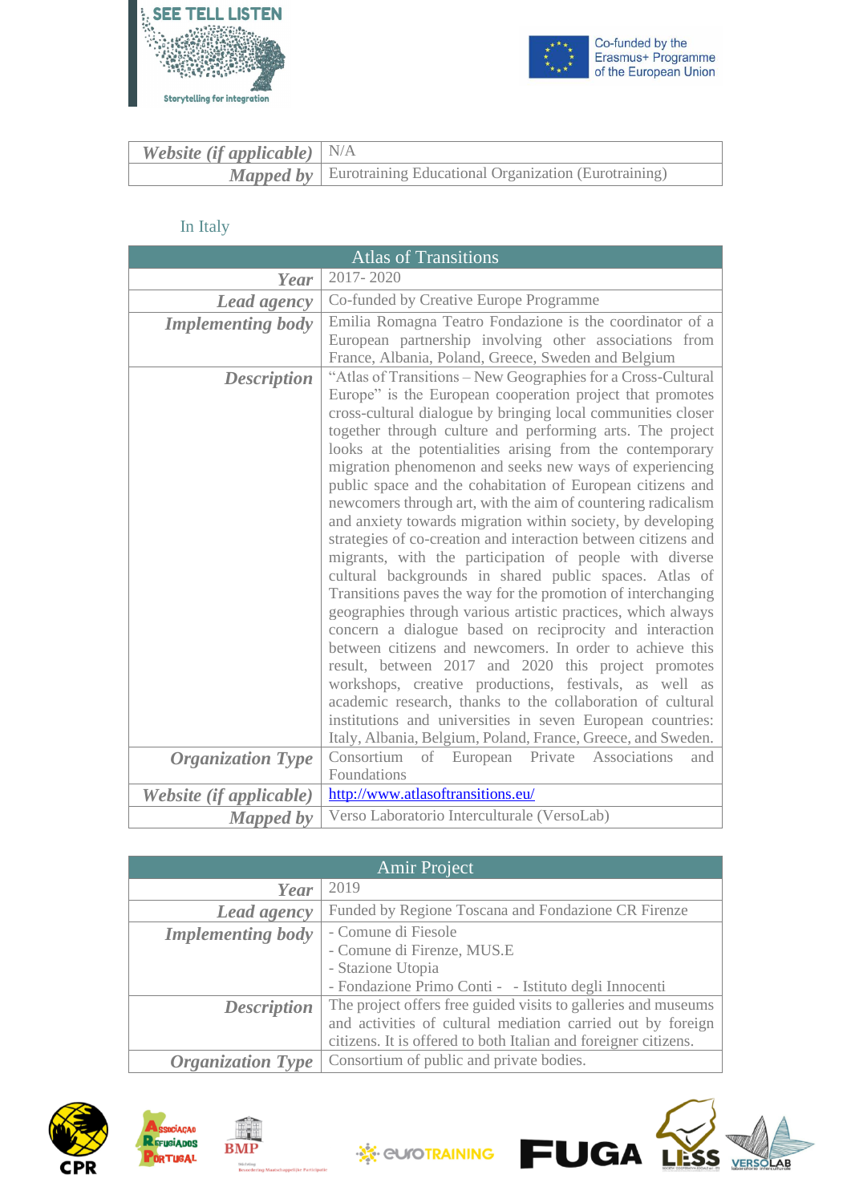| | |
|---|---|
| ***Website (if applicable)*** | N/A |
| ***Mapped by*** | Eurotraining Educational Organization (Eurotraining) |

In Italy

| Atlas of Transitions | |
|---|---|
| ***Year*** | 2017- 2020 |
| ***Lead agency*** | Co-funded by Creative Europe Programme |
| ***Implementing body*** | Emilia Romagna Teatro Fondazione is the coordinator of a European partnership involving other associations from France, Albania, Poland, Greece, Sweden and Belgium |
| ***Description*** | "Atlas of Transitions – New Geographies for a Cross-Cultural Europe" is the European cooperation project that promotes cross-cultural dialogue by bringing local communities closer together through culture and performing arts. The project looks at the potentialities arising from the contemporary migration phenomenon and seeks new ways of experiencing public space and the cohabitation of European citizens and newcomers through art, with the aim of countering radicalism and anxiety towards migration within society, by developing strategies of co-creation and interaction between citizens and migrants, with the participation of people with diverse cultural backgrounds in shared public spaces. Atlas of Transitions paves the way for the promotion of interchanging geographies through various artistic practices, which always concern a dialogue based on reciprocity and interaction between citizens and newcomers. In order to achieve this result, between 2017 and 2020 this project promotes workshops, creative productions, festivals, as well as academic research, thanks to the collaboration of cultural institutions and universities in seven European countries: Italy, Albania, Belgium, Poland, France, Greece, and Sweden. |
| ***Organization Type*** | Consortium of European Private Associations and Foundations |
| ***Website (if applicable)*** | http://www.atlasoftransitions.eu/ |
| ***Mapped by*** | Verso Laboratorio Interculturale (VersoLab) |

| Amir Project | |
|---|---|
| ***Year*** | 2019 |
| ***Lead agency*** | Funded by Regione Toscana and Fondazione CR Firenze |
| ***Implementing body*** | - Comune di Fiesole<br>- Comune di Firenze, MUS.E<br>- Stazione Utopia<br>- Fondazione Primo Conti - - Istituto degli Innocenti |
| ***Description*** | The project offers free guided visits to galleries and museums and activities of cultural mediation carried out by foreign citizens. It is offered to both Italian and foreigner citizens. |
| ***Organization Type*** | Consortium of public and private bodies. |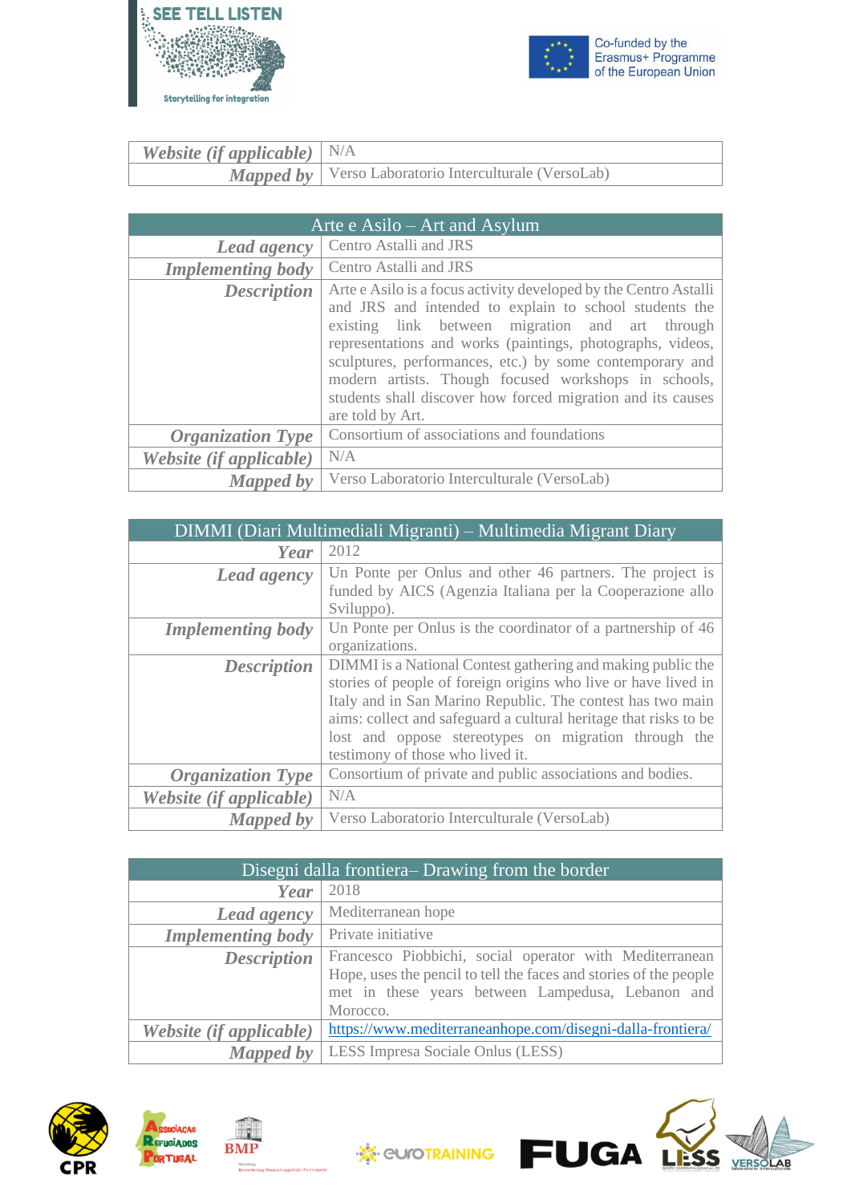| | |
|---|---|
| ***Website (if applicable)*** | N/A |
| ***Mapped by*** | Verso Laboratorio Interculturale (VersoLab) |

| Arte e Asilo – Art and Asylum | |
|---|---|
| ***Lead agency*** | Centro Astalli and JRS |
| ***Implementing body*** | Centro Astalli and JRS |
| ***Description*** | Arte e Asilo is a focus activity developed by the Centro Astalli and JRS and intended to explain to school students the existing link between migration and art through representations and works (paintings, photographs, videos, sculptures, performances, etc.) by some contemporary and modern artists. Though focused workshops in schools, students shall discover how forced migration and its causes are told by Art. |
| ***Organization Type*** | Consortium of associations and foundations |
| ***Website (if applicable)*** | N/A |
| ***Mapped by*** | Verso Laboratorio Interculturale (VersoLab) |

| DIMMI (Diari Multimediali Migranti) – Multimedia Migrant Diary | |
|---|---|
| ***Year*** | 2012 |
| ***Lead agency*** | Un Ponte per Onlus and other 46 partners. The project is funded by AICS (Agenzia Italiana per la Cooperazione allo Sviluppo). |
| ***Implementing body*** | Un Ponte per Onlus is the coordinator of a partnership of 46 organizations. |
| ***Description*** | DIMMI is a National Contest gathering and making public the stories of people of foreign origins who live or have lived in Italy and in San Marino Republic. The contest has two main aims: collect and safeguard a cultural heritage that risks to be lost and oppose stereotypes on migration through the testimony of those who lived it. |
| ***Organization Type*** | Consortium of private and public associations and bodies. |
| ***Website (if applicable)*** | N/A |
| ***Mapped by*** | Verso Laboratorio Interculturale (VersoLab) |

| Disegni dalla frontiera– Drawing from the border | |
|---|---|
| ***Year*** | 2018 |
| ***Lead agency*** | Mediterranean hope |
| ***Implementing body*** | Private initiative |
| ***Description*** | Francesco Piobbichi, social operator with Mediterranean Hope, uses the pencil to tell the faces and stories of the people met in these years between Lampedusa, Lebanon and Morocco. |
| ***Website (if applicable)*** | https://www.mediterraneanhope.com/disegni-dalla-frontiera/ |
| ***Mapped by*** | LESS Impresa Sociale Onlus (LESS) |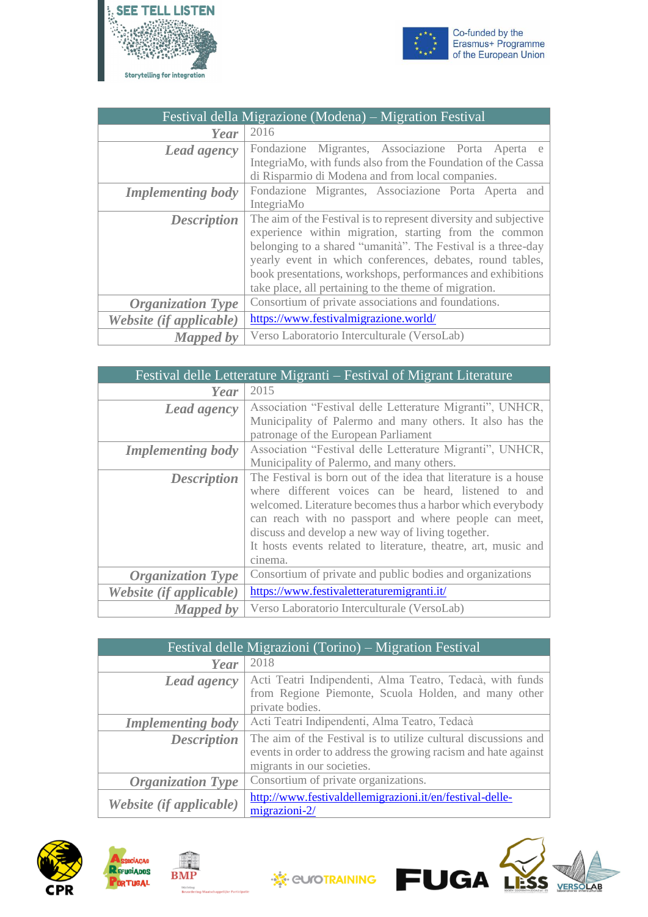| Festival della Migrazione (Modena) – Migration Festival | |
|---|---|
| ***Year*** | 2016 |
| ***Lead agency*** | Fondazione Migrantes, Associazione Porta Aperta e IntegriaMo, with funds also from the Foundation of the Cassa di Risparmio di Modena and from local companies. |
| ***Implementing body*** | Fondazione Migrantes, Associazione Porta Aperta and IntegriaMo |
| ***Description*** | The aim of the Festival is to represent diversity and subjective experience within migration, starting from the common belonging to a shared "umanità". The Festival is a three-day yearly event in which conferences, debates, round tables, book presentations, workshops, performances and exhibitions take place, all pertaining to the theme of migration. |
| ***Organization Type*** | Consortium of private associations and foundations. |
| ***Website (if applicable)*** | https://www.festivalmigrazione.world/ |
| ***Mapped by*** | Verso Laboratorio Interculturale (VersoLab) |

| Festival delle Letterature Migranti – Festival of Migrant Literature | |
|---|---|
| ***Year*** | 2015 |
| ***Lead agency*** | Association "Festival delle Letterature Migranti", UNHCR, Municipality of Palermo and many others. It also has the patronage of the European Parliament |
| ***Implementing body*** | Association "Festival delle Letterature Migranti", UNHCR, Municipality of Palermo, and many others. |
| ***Description*** | The Festival is born out of the idea that literature is a house where different voices can be heard, listened to and welcomed. Literature becomes thus a harbor which everybody can reach with no passport and where people can meet, discuss and develop a new way of living together.<br>It hosts events related to literature, theatre, art, music and cinema. |
| ***Organization Type*** | Consortium of private and public bodies and organizations |
| ***Website (if applicable)*** | https://www.festivaletteraturemigranti.it/ |
| ***Mapped by*** | Verso Laboratorio Interculturale (VersoLab) |

| Festival delle Migrazioni (Torino) – Migration Festival | |
|---|---|
| ***Year*** | 2018 |
| ***Lead agency*** | Acti Teatri Indipendenti, Alma Teatro, Tedacà, with funds from Regione Piemonte, Scuola Holden, and many other private bodies. |
| ***Implementing body*** | Acti Teatri Indipendenti, Alma Teatro, Tedacà |
| ***Description*** | The aim of the Festival is to utilize cultural discussions and events in order to address the growing racism and hate against migrants in our societies. |
| ***Organization Type*** | Consortium of private organizations. |
| ***Website (if applicable)*** | http://www.festivaldellemigrazioni.it/en/festival-delle-migrazioni-2/ |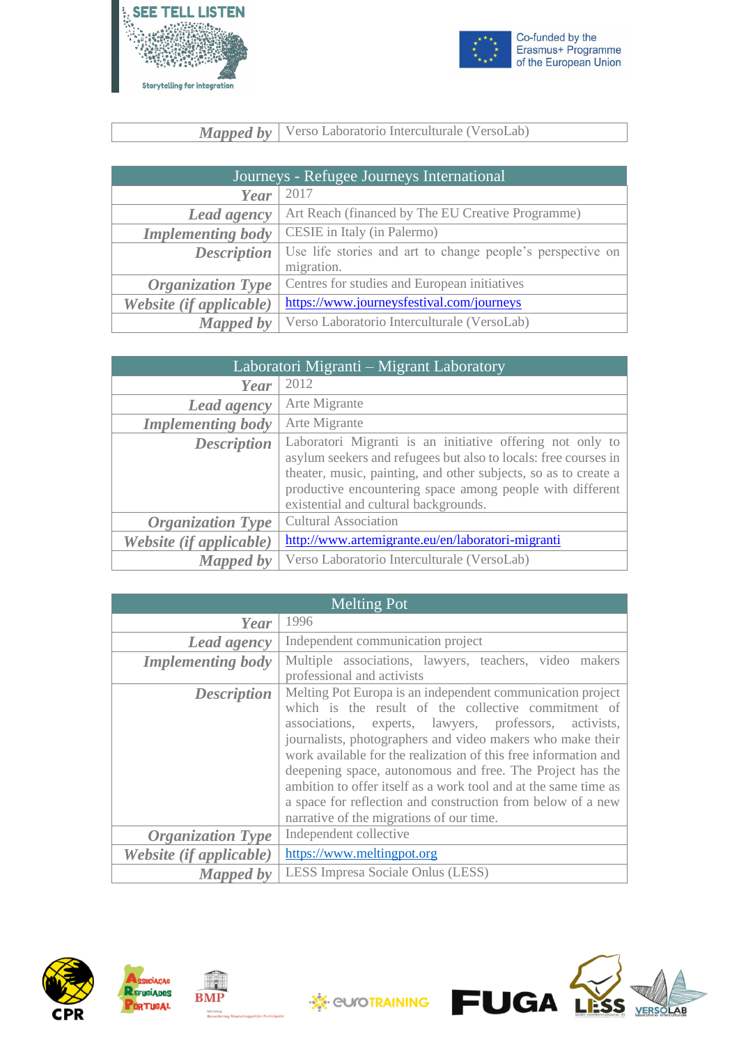| | |
|---|---|
| ***Mapped by*** | Verso Laboratorio Interculturale (VersoLab) |

| Journeys - Refugee Journeys International | |
|---|---|
| ***Year*** | 2017 |
| ***Lead agency*** | Art Reach (financed by The EU Creative Programme) |
| ***Implementing body*** | CESIE in Italy (in Palermo) |
| ***Description*** | Use life stories and art to change people's perspective on migration. |
| ***Organization Type*** | Centres for studies and European initiatives |
| ***Website (if applicable)*** | https://www.journeysfestival.com/journeys |
| ***Mapped by*** | Verso Laboratorio Interculturale (VersoLab) |

| Laboratori Migranti – Migrant Laboratory | |
|---|---|
| ***Year*** | 2012 |
| ***Lead agency*** | Arte Migrante |
| ***Implementing body*** | Arte Migrante |
| ***Description*** | Laboratori Migranti is an initiative offering not only to asylum seekers and refugees but also to locals: free courses in theater, music, painting, and other subjects, so as to create a productive encountering space among people with different existential and cultural backgrounds. |
| ***Organization Type*** | Cultural Association |
| ***Website (if applicable)*** | http://www.artemigrante.eu/en/laboratori-migranti |
| ***Mapped by*** | Verso Laboratorio Interculturale (VersoLab) |

| Melting Pot | |
|---|---|
| ***Year*** | 1996 |
| ***Lead agency*** | Independent communication project |
| ***Implementing body*** | Multiple associations, lawyers, teachers, video makers professional and activists |
| ***Description*** | Melting Pot Europa is an independent communication project which is the result of the collective commitment of associations, experts, lawyers, professors, activists, journalists, photographers and video makers who make their work available for the realization of this free information and deepening space, autonomous and free. The Project has the ambition to offer itself as a work tool and at the same time as a space for reflection and construction from below of a new narrative of the migrations of our time. |
| ***Organization Type*** | Independent collective |
| ***Website (if applicable)*** | https://www.meltingpot.org |
| ***Mapped by*** | LESS Impresa Sociale Onlus (LESS) |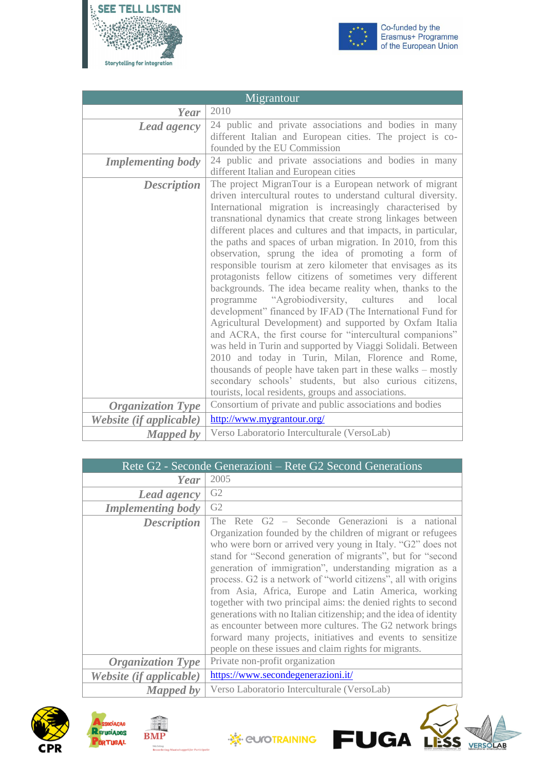| Migrantour | |
|---|---|
| ***Year*** | 2010 |
| ***Lead agency*** | 24 public and private associations and bodies in many different Italian and European cities. The project is co-founded by the EU Commission |
| ***Implementing body*** | 24 public and private associations and bodies in many different Italian and European cities |
| ***Description*** | The project MigranTour is a European network of migrant driven intercultural routes to understand cultural diversity. International migration is increasingly characterised by transnational dynamics that create strong linkages between different places and cultures and that impacts, in particular, the paths and spaces of urban migration. In 2010, from this observation, sprung the idea of promoting a form of responsible tourism at zero kilometer that envisages as its protagonists fellow citizens of sometimes very different backgrounds. The idea became reality when, thanks to the programme "Agrobiodiversity, cultures and local development" financed by IFAD (The International Fund for Agricultural Development) and supported by Oxfam Italia and ACRA, the first course for "intercultural companions" was held in Turin and supported by Viaggi Solidali. Between 2010 and today in Turin, Milan, Florence and Rome, thousands of people have taken part in these walks – mostly secondary schools' students, but also curious citizens, tourists, local residents, groups and associations. |
| ***Organization Type*** | Consortium of private and public associations and bodies |
| ***Website (if applicable)*** | http://www.mygrantour.org/ |
| ***Mapped by*** | Verso Laboratorio Interculturale (VersoLab) |

| Rete G2 - Seconde Generazioni – Rete G2 Second Generations | |
|---|---|
| ***Year*** | 2005 |
| ***Lead agency*** | G2 |
| ***Implementing body*** | G2 |
| ***Description*** | The Rete G2 – Seconde Generazioni is a national Organization founded by the children of migrant or refugees who were born or arrived very young in Italy. "G2" does not stand for "Second generation of migrants", but for "second generation of immigration", understanding migration as a process. G2 is a network of "world citizens", all with origins from Asia, Africa, Europe and Latin America, working together with two principal aims: the denied rights to second generations with no Italian citizenship; and the idea of identity as encounter between more cultures. The G2 network brings forward many projects, initiatives and events to sensitize people on these issues and claim rights for migrants. |
| ***Organization Type*** | Private non-profit organization |
| ***Website (if applicable)*** | https://www.secondegenerazioni.it/ |
| ***Mapped by*** | Verso Laboratorio Interculturale (VersoLab) |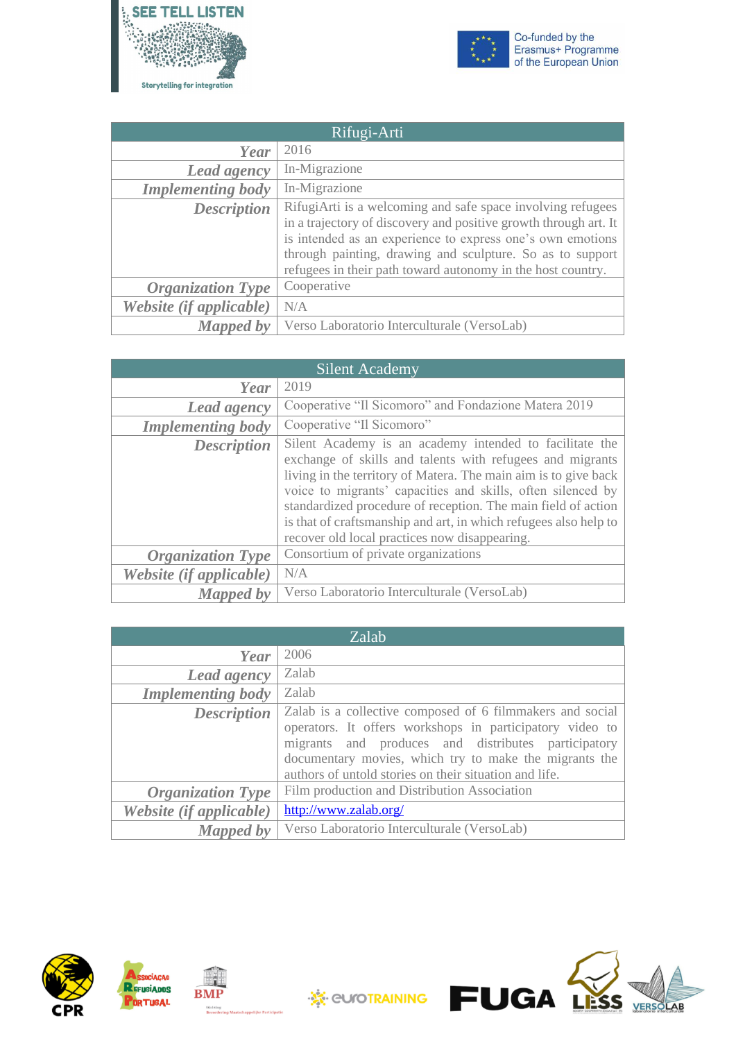| Rifugi-Arti | |
|---|---|
| ***Year*** | 2016 |
| ***Lead agency*** | In-Migrazione |
| ***Implementing body*** | In-Migrazione |
| ***Description*** | RifugiArti is a welcoming and safe space involving refugees in a trajectory of discovery and positive growth through art. It is intended as an experience to express one's own emotions through painting, drawing and sculpture. So as to support refugees in their path toward autonomy in the host country. |
| ***Organization Type*** | Cooperative |
| ***Website (if applicable)*** | N/A |
| ***Mapped by*** | Verso Laboratorio Interculturale (VersoLab) |

| Silent Academy | |
|---|---|
| ***Year*** | 2019 |
| ***Lead agency*** | Cooperative "Il Sicomoro" and Fondazione Matera 2019 |
| ***Implementing body*** | Cooperative "Il Sicomoro" |
| ***Description*** | Silent Academy is an academy intended to facilitate the exchange of skills and talents with refugees and migrants living in the territory of Matera. The main aim is to give back voice to migrants' capacities and skills, often silenced by standardized procedure of reception. The main field of action is that of craftsmanship and art, in which refugees also help to recover old local practices now disappearing. |
| ***Organization Type*** | Consortium of private organizations |
| ***Website (if applicable)*** | N/A |
| ***Mapped by*** | Verso Laboratorio Interculturale (VersoLab) |

| Zalab | |
|---|---|
| ***Year*** | 2006 |
| ***Lead agency*** | Zalab |
| ***Implementing body*** | Zalab |
| ***Description*** | Zalab is a collective composed of 6 filmmakers and social operators. It offers workshops in participatory video to migrants and produces and distributes participatory documentary movies, which try to make the migrants the authors of untold stories on their situation and life. |
| ***Organization Type*** | Film production and Distribution Association |
| ***Website (if applicable)*** | http://www.zalab.org/ |
| ***Mapped by*** | Verso Laboratorio Interculturale (VersoLab) |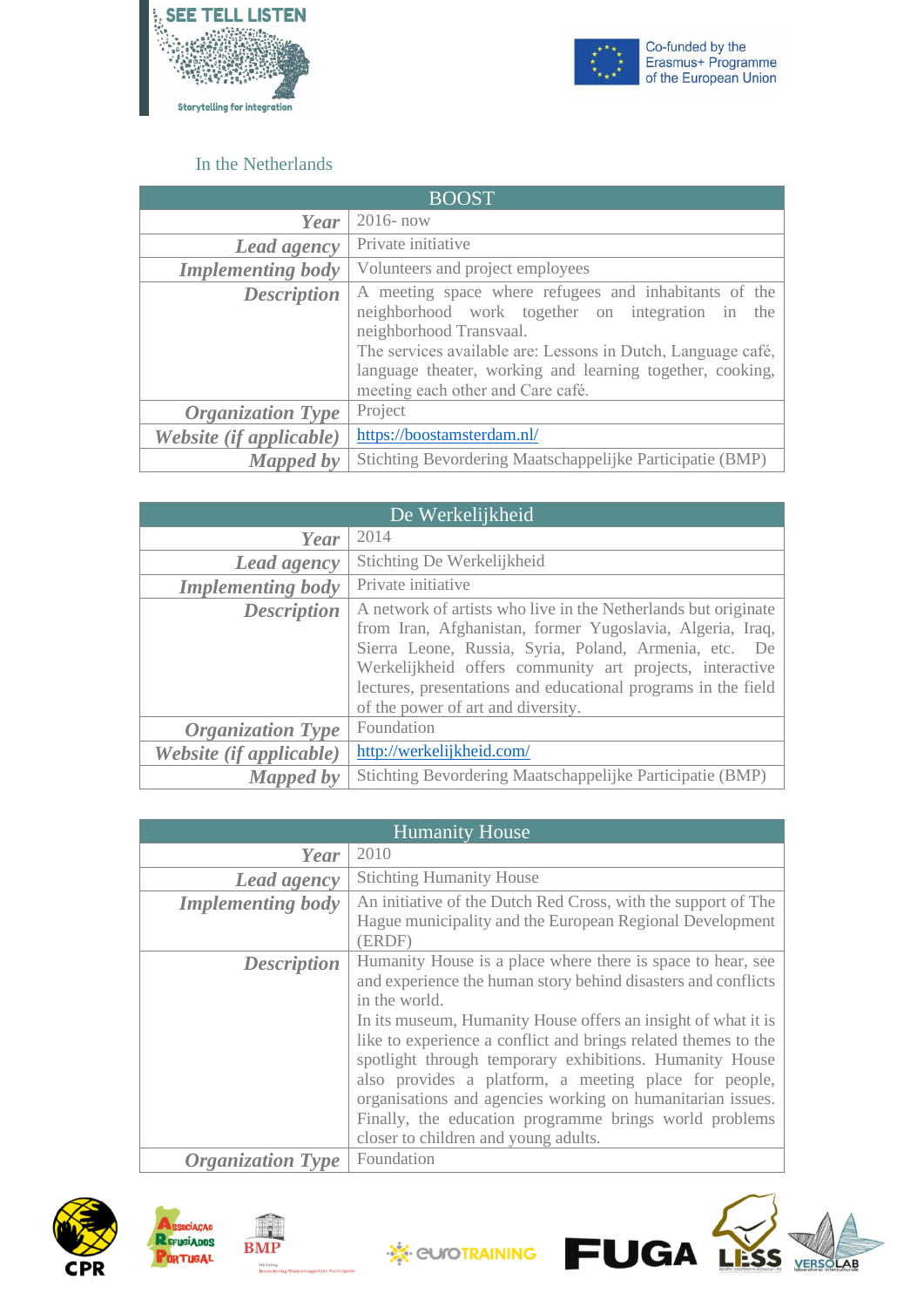In the Netherlands

| BOOST | |
|---|---|
| ***Year*** | 2016- now |
| ***Lead agency*** | Private initiative |
| ***Implementing body*** | Volunteers and project employees |
| ***Description*** | A meeting space where refugees and inhabitants of the neighborhood work together on integration in the neighborhood Transvaal.<br>The services available are: Lessons in Dutch, Language café, language theater, working and learning together, cooking, meeting each other and Care café. |
| ***Organization Type*** | Project |
| ***Website (if applicable)*** | https://boostamsterdam.nl/ |
| ***Mapped by*** | Stichting Bevordering Maatschappelijke Participatie (BMP) |

| De Werkelijkheid | |
|---|---|
| ***Year*** | 2014 |
| ***Lead agency*** | Stichting De Werkelijkheid |
| ***Implementing body*** | Private initiative |
| ***Description*** | A network of artists who live in the Netherlands but originate from Iran, Afghanistan, former Yugoslavia, Algeria, Iraq, Sierra Leone, Russia, Syria, Poland, Armenia, etc. De Werkelijkheid offers community art projects, interactive lectures, presentations and educational programs in the field of the power of art and diversity. |
| ***Organization Type*** | Foundation |
| ***Website (if applicable)*** | http://werkelijkheid.com/ |
| ***Mapped by*** | Stichting Bevordering Maatschappelijke Participatie (BMP) |

| Humanity House | |
|---|---|
| ***Year*** | 2010 |
| ***Lead agency*** | Stichting Humanity House |
| ***Implementing body*** | An initiative of the Dutch Red Cross, with the support of The Hague municipality and the European Regional Development (ERDF) |
| ***Description*** | Humanity House is a place where there is space to hear, see and experience the human story behind disasters and conflicts in the world.<br>In its museum, Humanity House offers an insight of what it is like to experience a conflict and brings related themes to the spotlight through temporary exhibitions. Humanity House also provides a platform, a meeting place for people, organisations and agencies working on humanitarian issues. Finally, the education programme brings world problems closer to children and young adults. |
| ***Organization Type*** | Foundation |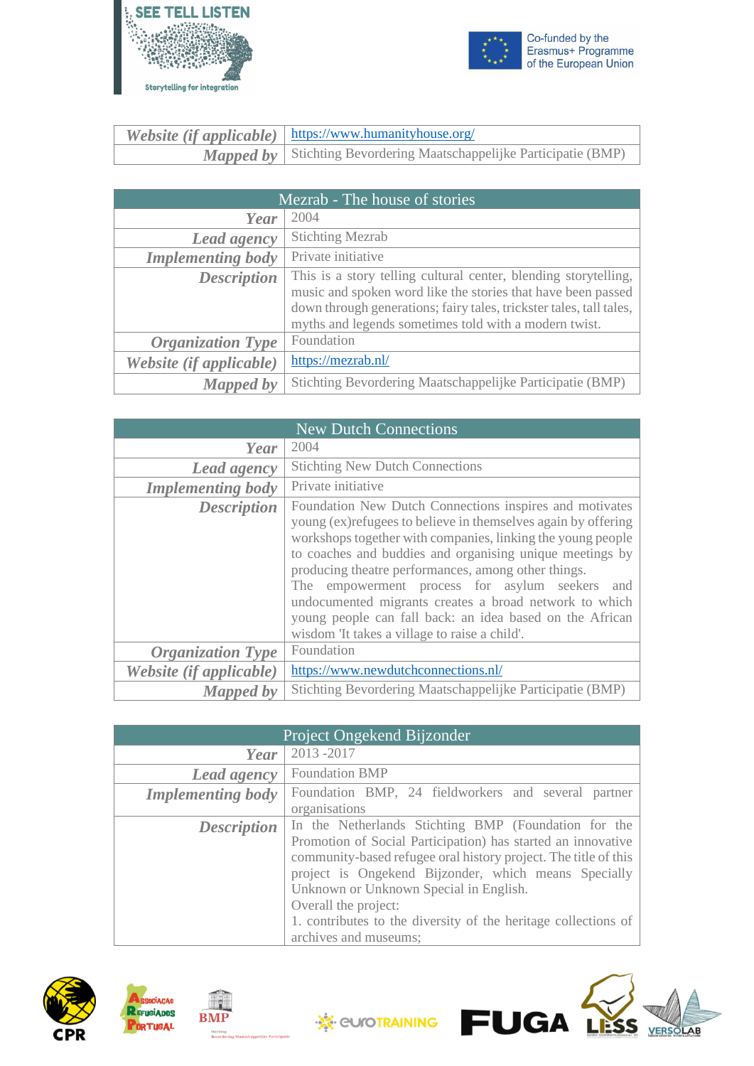| | |
|---|---|
| ***Website (if applicable)*** | [https://www.humanityhouse.org/](https://www.humanityhouse.org/) |
| ***Mapped by*** | Stichting Bevordering Maatschappelijke Participatie (BMP) |

| Mezrab - The house of stories | |
|---|---|
| ***Year*** | 2004 |
| ***Lead agency*** | Stichting Mezrab |
| ***Implementing body*** | Private initiative |
| ***Description*** | This is a story telling cultural center, blending storytelling, music and spoken word like the stories that have been passed down through generations; fairy tales, trickster tales, tall tales, myths and legends sometimes told with a modern twist. |
| ***Organization Type*** | Foundation |
| ***Website (if applicable)*** | [https://mezrab.nl/](https://mezrab.nl/) |
| ***Mapped by*** | Stichting Bevordering Maatschappelijke Participatie (BMP) |

| New Dutch Connections | |
|---|---|
| ***Year*** | 2004 |
| ***Lead agency*** | Stichting New Dutch Connections |
| ***Implementing body*** | Private initiative |
| ***Description*** | Foundation New Dutch Connections inspires and motivates young (ex)refugees to believe in themselves again by offering workshops together with companies, linking the young people to coaches and buddies and organising unique meetings by producing theatre performances, among other things.<br>The empowerment process for asylum seekers and undocumented migrants creates a broad network to which young people can fall back: an idea based on the African wisdom 'It takes a village to raise a child'. |
| ***Organization Type*** | Foundation |
| ***Website (if applicable)*** | [https://www.newdutchconnections.nl/](https://www.newdutchconnections.nl/) |
| ***Mapped by*** | Stichting Bevordering Maatschappelijke Participatie (BMP) |

| Project Ongekend Bijzonder | |
|---|---|
| ***Year*** | 2013 -2017 |
| ***Lead agency*** | Foundation BMP |
| ***Implementing body*** | Foundation BMP, 24 fieldworkers and several partner organisations |
| ***Description*** | In the Netherlands Stichting BMP (Foundation for the Promotion of Social Participation) has started an innovative community-based refugee oral history project. The title of this project is Ongekend Bijzonder, which means Specially Unknown or Unknown Special in English.<br>Overall the project:<br>1. contributes to the diversity of the heritage collections of archives and museums; |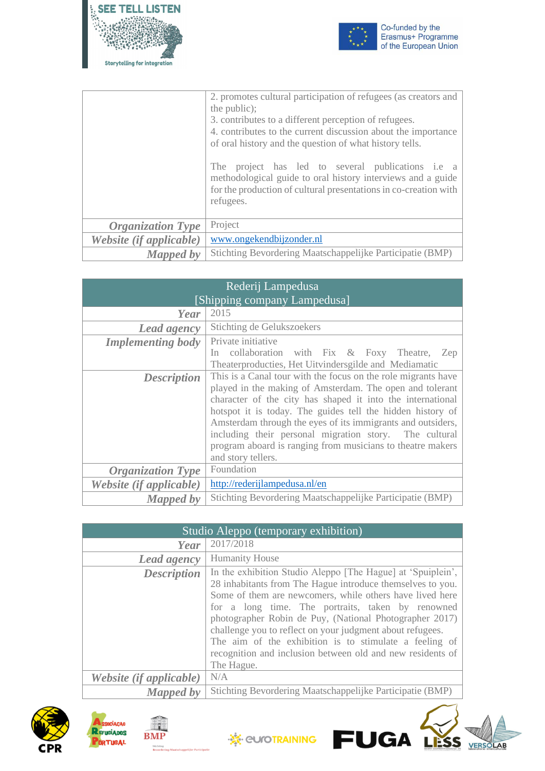| | |
|---|---|
| | 2. promotes cultural participation of refugees (as creators and the public);<br>3. contributes to a different perception of refugees.<br>4. contributes to the current discussion about the importance of oral history and the question of what history tells.<br><br>The project has led to several publications i.e a methodological guide to oral history interviews and a guide for the production of cultural presentations in co-creation with refugees. |
| ***Organization Type*** | Project |
| ***Website (if applicable)*** | www.ongekendbijzonder.nl |
| ***Mapped by*** | Stichting Bevordering Maatschappelijke Participatie (BMP) |

| Rederij Lampedusa<br>[Shipping company Lampedusa] | |
|---|---|
| ***Year*** | 2015 |
| ***Lead agency*** | Stichting de Gelukszoekers |
| ***Implementing body*** | Private initiative<br>In collaboration with Fix & Foxy Theatre, Zep Theaterproducties, Het Uitvindersgilde and Mediamatic |
| ***Description*** | This is a Canal tour with the focus on the role migrants have played in the making of Amsterdam. The open and tolerant character of the city has shaped it into the international hotspot it is today. The guides tell the hidden history of Amsterdam through the eyes of its immigrants and outsiders, including their personal migration story. The cultural program aboard is ranging from musicians to theatre makers and story tellers. |
| ***Organization Type*** | Foundation |
| ***Website (if applicable)*** | http://rederijlampedusa.nl/en |
| ***Mapped by*** | Stichting Bevordering Maatschappelijke Participatie (BMP) |

| Studio Aleppo (temporary exhibition) | |
|---|---|
| ***Year*** | 2017/2018 |
| ***Lead agency*** | Humanity House |
| ***Description*** | In the exhibition Studio Aleppo [The Hague] at 'Spuiplein', 28 inhabitants from The Hague introduce themselves to you. Some of them are newcomers, while others have lived here for a long time. The portraits, taken by renowned photographer Robin de Puy, (National Photographer 2017) challenge you to reflect on your judgment about refugees.<br>The aim of the exhibition is to stimulate a feeling of recognition and inclusion between old and new residents of The Hague. |
| ***Website (if applicable)*** | N/A |
| ***Mapped by*** | Stichting Bevordering Maatschappelijke Participatie (BMP) |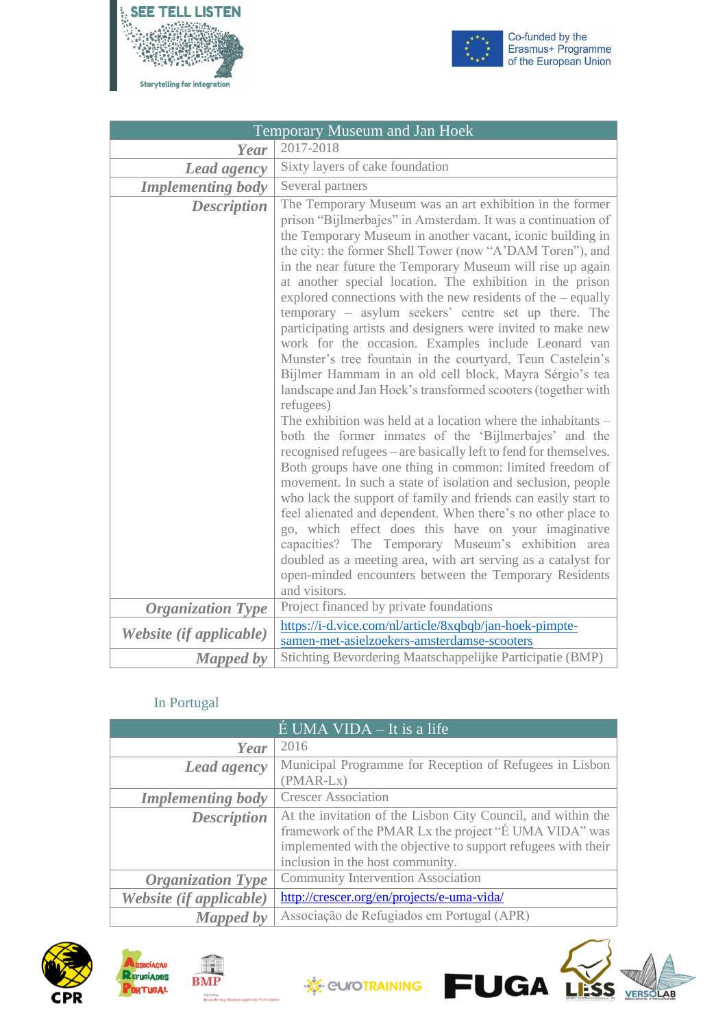| Temporary Museum and Jan Hoek | |
|---|---|
| ***Year*** | 2017-2018 |
| ***Lead agency*** | Sixty layers of cake foundation |
| ***Implementing body*** | Several partners |
| ***Description*** | The Temporary Museum was an art exhibition in the former prison “Bijlmerbajes” in Amsterdam. It was a continuation of the Temporary Museum in another vacant, iconic building in the city: the former Shell Tower (now “A’DAM Toren”), and in the near future the Temporary Museum will rise up again at another special location. The exhibition in the prison explored connections with the new residents of the – equally temporary – asylum seekers’ centre set up there. The participating artists and designers were invited to make new work for the occasion. Examples include Leonard van Munster’s tree fountain in the courtyard, Teun Castelein’s Bijlmer Hammam in an old cell block, Mayra Sérgio’s tea landscape and Jan Hoek’s transformed scooters (together with refugees)<br>The exhibition was held at a location where the inhabitants – both the former inmates of the ‘Bijlmerbajes’ and the recognised refugees – are basically left to fend for themselves. Both groups have one thing in common: limited freedom of movement. In such a state of isolation and seclusion, people who lack the support of family and friends can easily start to feel alienated and dependent. When there’s no other place to go, which effect does this have on your imaginative capacities? The Temporary Museum’s exhibition area doubled as a meeting area, with art serving as a catalyst for open-minded encounters between the Temporary Residents and visitors. |
| ***Organization Type*** | Project financed by private foundations |
| ***Website (if applicable)*** | https://i-d.vice.com/nl/article/8xqbqb/jan-hoek-pimpte-samen-met-asielzoekers-amsterdamse-scooters |
| ***Mapped by*** | Stichting Bevordering Maatschappelijke Participatie (BMP) |

## In Portugal

| É UMA VIDA – It is a life | |
|---|---|
| ***Year*** | 2016 |
| ***Lead agency*** | Municipal Programme for Reception of Refugees in Lisbon (PMAR-Lx) |
| ***Implementing body*** | Crescer Association |
| ***Description*** | At the invitation of the Lisbon City Council, and within the framework of the PMAR Lx the project “É UMA VIDA” was implemented with the objective to support refugees with their inclusion in the host community. |
| ***Organization Type*** | Community Intervention Association |
| ***Website (if applicable)*** | http://crescer.org/en/projects/e-uma-vida/ |
| ***Mapped by*** | Associação de Refugiados em Portugal (APR) |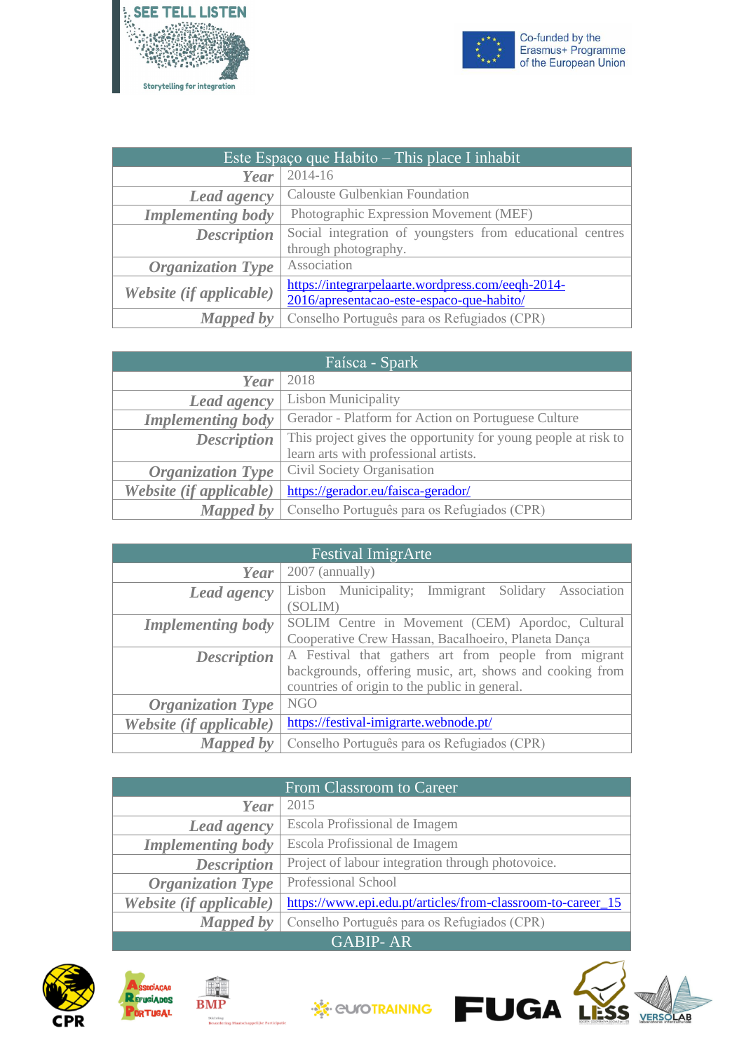| Este Espaço que Habito – This place I inhabit | |
|---|---|
| ***Year*** | 2014-16 |
| ***Lead agency*** | Calouste Gulbenkian Foundation |
| ***Implementing body*** | Photographic Expression Movement (MEF) |
| ***Description*** | Social integration of youngsters from educational centres through photography. |
| ***Organization Type*** | Association |
| ***Website (if applicable)*** | https://integrarpelaarte.wordpress.com/eeqh-2014-2016/apresentacao-este-espaco-que-habito/ |
| ***Mapped by*** | Conselho Português para os Refugiados (CPR) |

| Faísca - Spark | |
|---|---|
| ***Year*** | 2018 |
| ***Lead agency*** | Lisbon Municipality |
| ***Implementing body*** | Gerador - Platform for Action on Portuguese Culture |
| ***Description*** | This project gives the opportunity for young people at risk to learn arts with professional artists. |
| ***Organization Type*** | Civil Society Organisation |
| ***Website (if applicable)*** | https://gerador.eu/faisca-gerador/ |
| ***Mapped by*** | Conselho Português para os Refugiados (CPR) |

| Festival ImigrArte | |
|---|---|
| ***Year*** | 2007 (annually) |
| ***Lead agency*** | Lisbon Municipality; Immigrant Solidary Association (SOLIM) |
| ***Implementing body*** | SOLIM Centre in Movement (CEM) Apordoc, Cultural Cooperative Crew Hassan, Bacalhoeiro, Planeta Dança |
| ***Description*** | A Festival that gathers art from people from migrant backgrounds, offering music, art, shows and cooking from countries of origin to the public in general. |
| ***Organization Type*** | NGO |
| ***Website (if applicable)*** | https://festival-imigrarte.webnode.pt/ |
| ***Mapped by*** | Conselho Português para os Refugiados (CPR) |

| From Classroom to Career | |
|---|---|
| ***Year*** | 2015 |
| ***Lead agency*** | Escola Profissional de Imagem |
| ***Implementing body*** | Escola Profissional de Imagem |
| ***Description*** | Project of labour integration through photovoice. |
| ***Organization Type*** | Professional School |
| ***Website (if applicable)*** | https://www.epi.edu.pt/articles/from-classroom-to-career_15 |
| ***Mapped by*** | Conselho Português para os Refugiados (CPR) |

| GABIP- AR |
|---|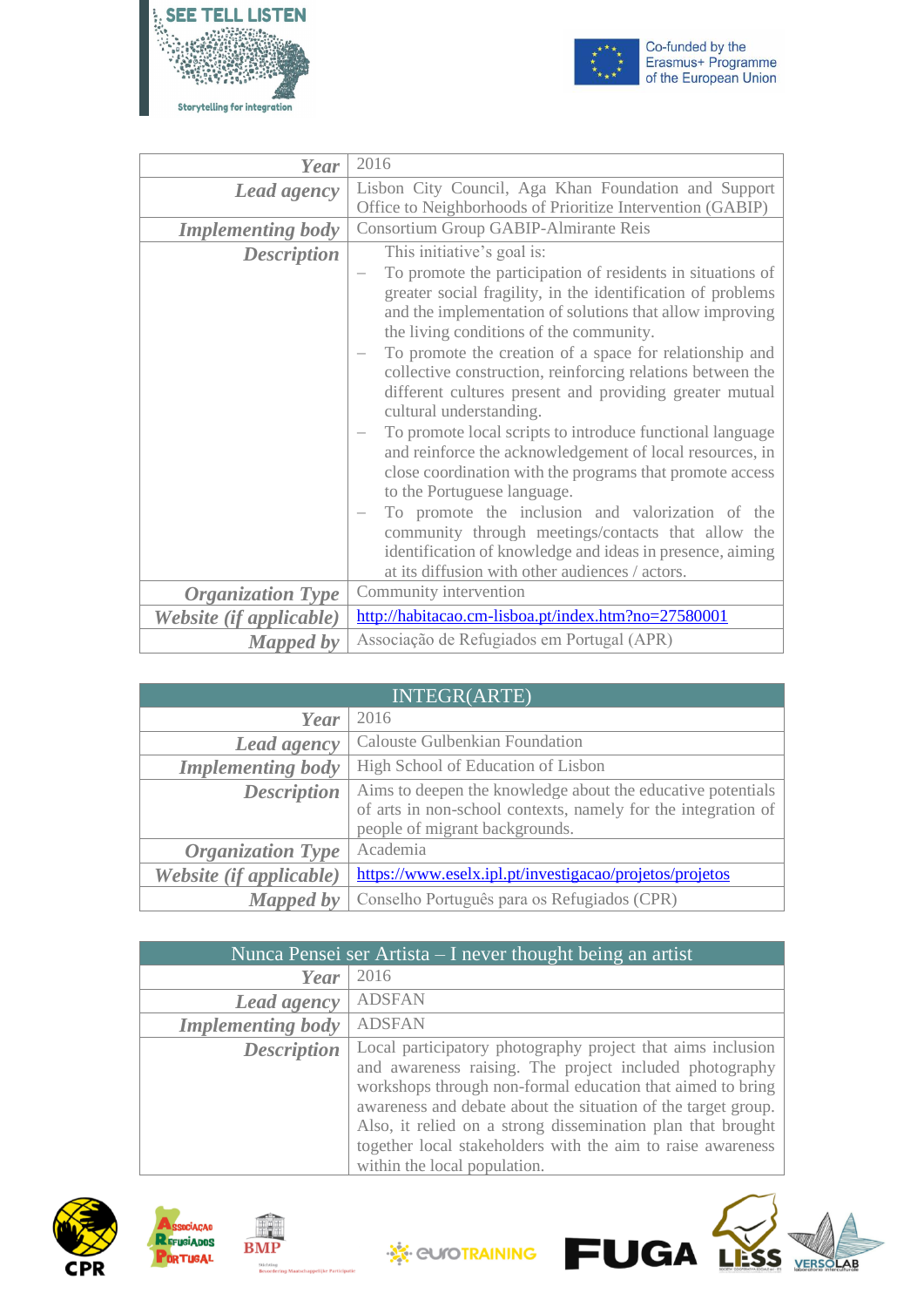| | |
|---|---|
| ***Year*** | 2016 |
| ***Lead agency*** | Lisbon City Council, Aga Khan Foundation and Support Office to Neighborhoods of Prioritize Intervention (GABIP) |
| ***Implementing body*** | Consortium Group GABIP-Almirante Reis |
| ***Description*** | This initiative's goal is:<br>– To promote the participation of residents in situations of greater social fragility, in the identification of problems and the implementation of solutions that allow improving the living conditions of the community.<br>– To promote the creation of a space for relationship and collective construction, reinforcing relations between the different cultures present and providing greater mutual cultural understanding.<br>– To promote local scripts to introduce functional language and reinforce the acknowledgement of local resources, in close coordination with the programs that promote access to the Portuguese language.<br>– To promote the inclusion and valorization of the community through meetings/contacts that allow the identification of knowledge and ideas in presence, aiming at its diffusion with other audiences / actors. |
| ***Organization Type*** | Community intervention |
| ***Website (if applicable)*** | http://habitacao.cm-lisboa.pt/index.htm?no=27580001 |
| ***Mapped by*** | Associação de Refugiados em Portugal (APR) |

| INTEGR(ARTE) | |
|---|---|
| ***Year*** | 2016 |
| ***Lead agency*** | Calouste Gulbenkian Foundation |
| ***Implementing body*** | High School of Education of Lisbon |
| ***Description*** | Aims to deepen the knowledge about the educative potentials of arts in non-school contexts, namely for the integration of people of migrant backgrounds. |
| ***Organization Type*** | Academia |
| ***Website (if applicable)*** | https://www.eselx.ipl.pt/investigacao/projetos/projetos |
| ***Mapped by*** | Conselho Português para os Refugiados (CPR) |

| Nunca Pensei ser Artista – I never thought being an artist | |
|---|---|
| ***Year*** | 2016 |
| ***Lead agency*** | ADSFAN |
| ***Implementing body*** | ADSFAN |
| ***Description*** | Local participatory photography project that aims inclusion and awareness raising. The project included photography workshops through non-formal education that aimed to bring awareness and debate about the situation of the target group. Also, it relied on a strong dissemination plan that brought together local stakeholders with the aim to raise awareness within the local population. |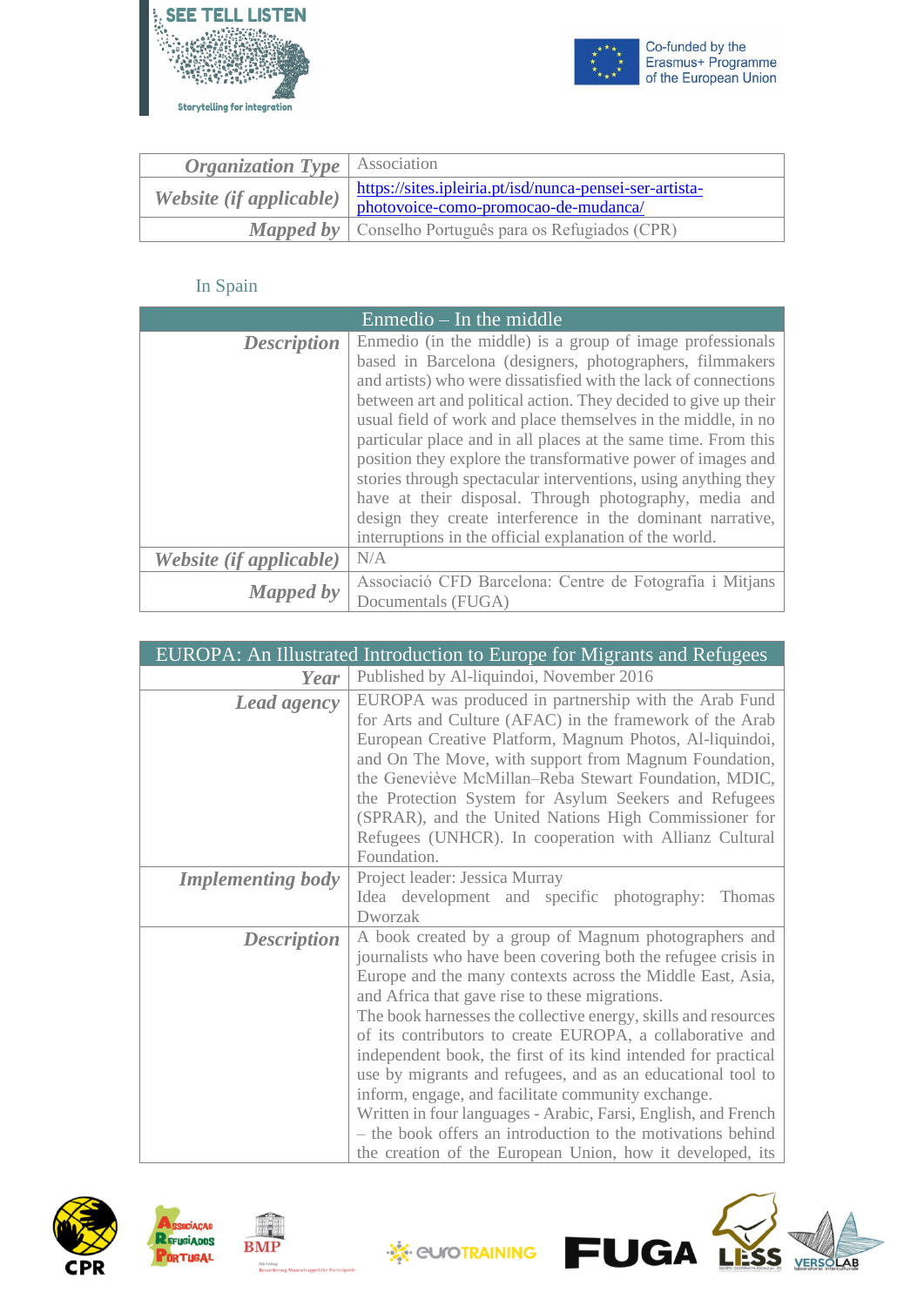| | |
|---|---|
| ***Organization Type*** | Association |
| ***Website (if applicable)*** | [https://sites.ipleiria.pt/isd/nunca-pensei-ser-artista-photovoice-como-promocao-de-mudanca/](https://sites.ipleiria.pt/isd/nunca-pensei-ser-artista-photovoice-como-promocao-de-mudanca/) |
| ***Mapped by*** | Conselho Português para os Refugiados (CPR) |

### In Spain

| Enmedio – In the middle | |
|---|---|
| ***Description*** | Enmedio (in the middle) is a group of image professionals based in Barcelona (designers, photographers, filmmakers and artists) who were dissatisfied with the lack of connections between art and political action. They decided to give up their usual field of work and place themselves in the middle, in no particular place and in all places at the same time. From this position they explore the transformative power of images and stories through spectacular interventions, using anything they have at their disposal. Through photography, media and design they create interference in the dominant narrative, interruptions in the official explanation of the world. |
| ***Website (if applicable)*** | N/A |
| ***Mapped by*** | Associació CFD Barcelona: Centre de Fotografia i Mitjans Documentals (FUGA) |

| EUROPA: An Illustrated Introduction to Europe for Migrants and Refugees | |
|---|---|
| ***Year*** | Published by Al-liquindoi, November 2016 |
| ***Lead agency*** | EUROPA was produced in partnership with the Arab Fund for Arts and Culture (AFAC) in the framework of the Arab European Creative Platform, Magnum Photos, Al-liquindoi, and On The Move, with support from Magnum Foundation, the Geneviève McMillan–Reba Stewart Foundation, MDIC, the Protection System for Asylum Seekers and Refugees (SPRAR), and the United Nations High Commissioner for Refugees (UNHCR). In cooperation with Allianz Cultural Foundation. |
| ***Implementing body*** | Project leader: Jessica Murray<br>Idea development and specific photography: Thomas Dworzak |
| ***Description*** | A book created by a group of Magnum photographers and journalists who have been covering both the refugee crisis in Europe and the many contexts across the Middle East, Asia, and Africa that gave rise to these migrations.<br>The book harnesses the collective energy, skills and resources of its contributors to create EUROPA, a collaborative and independent book, the first of its kind intended for practical use by migrants and refugees, and as an educational tool to inform, engage, and facilitate community exchange.<br>Written in four languages - Arabic, Farsi, English, and French – the book offers an introduction to the motivations behind the creation of the European Union, how it developed, its |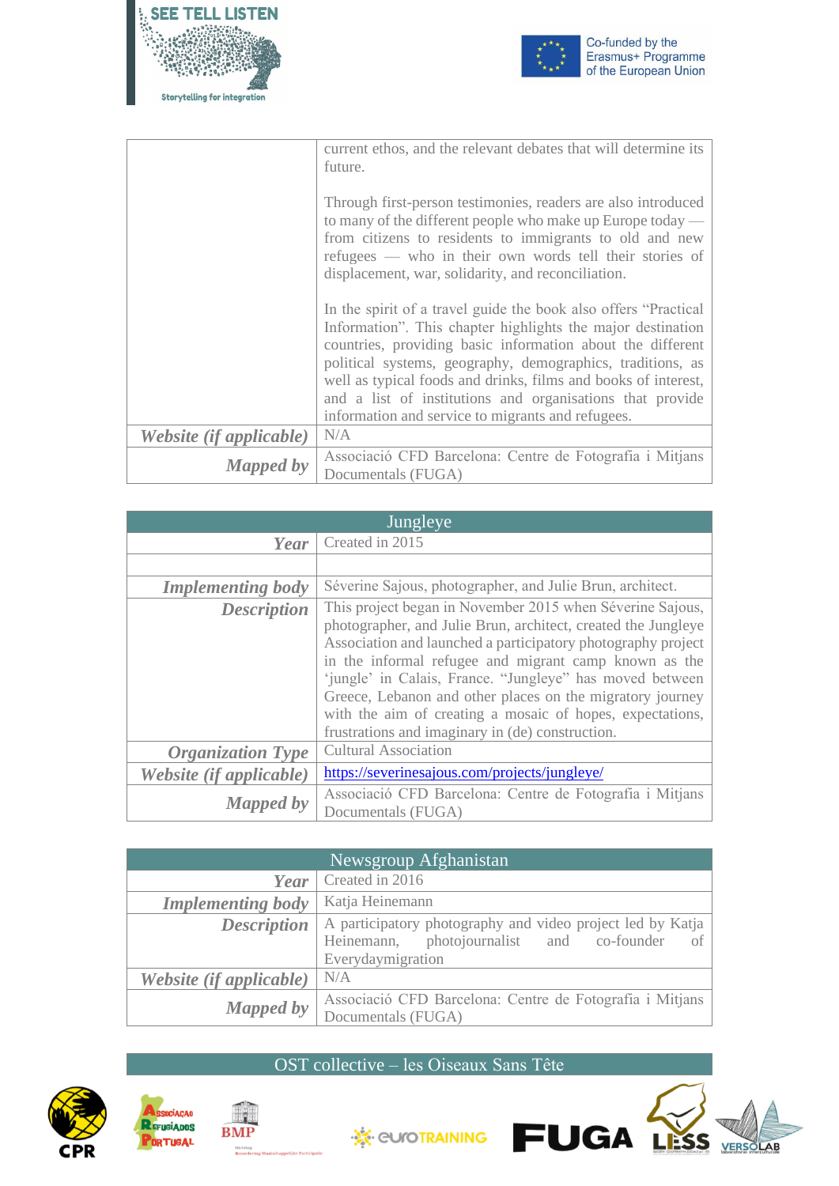| | |
|---|---|
| | current ethos, and the relevant debates that will determine its future.<br><br>Through first-person testimonies, readers are also introduced to many of the different people who make up Europe today — from citizens to residents to immigrants to old and new refugees — who in their own words tell their stories of displacement, war, solidarity, and reconciliation.<br><br>In the spirit of a travel guide the book also offers "Practical Information". This chapter highlights the major destination countries, providing basic information about the different political systems, geography, demographics, traditions, as well as typical foods and drinks, films and books of interest, and a list of institutions and organisations that provide information and service to migrants and refugees. |
| ***Website (if applicable)*** | N/A |
| ***Mapped by*** | Associació CFD Barcelona: Centre de Fotografia i Mitjans Documentals (FUGA) |

| Jungleye | |
|---|---|
| ***Year*** | Created in 2015 |
| | |
| ***Implementing body*** | Séverine Sajous, photographer, and Julie Brun, architect. |
| ***Description*** | This project began in November 2015 when Séverine Sajous, photographer, and Julie Brun, architect, created the Jungleye Association and launched a participatory photography project in the informal refugee and migrant camp known as the 'jungle' in Calais, France. "Jungleye" has moved between Greece, Lebanon and other places on the migratory journey with the aim of creating a mosaic of hopes, expectations, frustrations and imaginary in (de) construction. |
| ***Organization Type*** | Cultural Association |
| ***Website (if applicable)*** | https://severinesajous.com/projects/jungleye/ |
| ***Mapped by*** | Associació CFD Barcelona: Centre de Fotografia i Mitjans Documentals (FUGA) |

| Newsgroup Afghanistan | |
|---|---|
| ***Year*** | Created in 2016 |
| ***Implementing body*** | Katja Heinemann |
| ***Description*** | A participatory photography and video project led by Katja Heinemann, photojournalist and co-founder of Everydaymigration |
| ***Website (if applicable)*** | N/A |
| ***Mapped by*** | Associació CFD Barcelona: Centre de Fotografia i Mitjans Documentals (FUGA) |

| OST collective – les Oiseaux Sans Tête |
|---|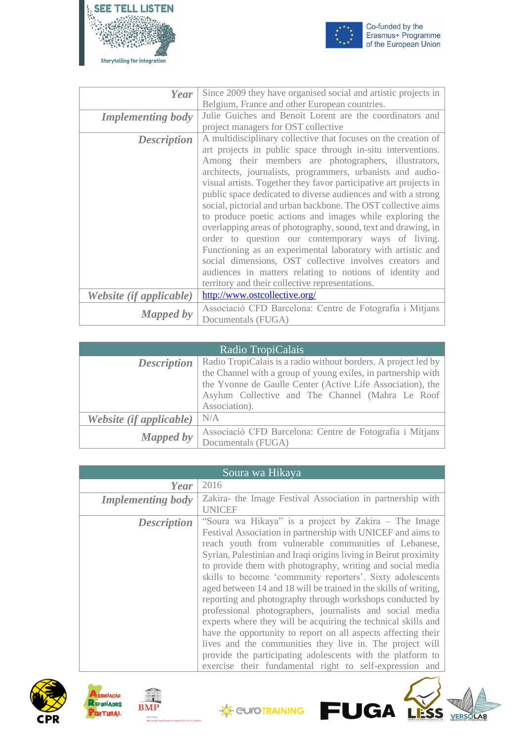| | |
|---|---|
| ***Year*** | Since 2009 they have organised social and artistic projects in Belgium, France and other European countries. |
| ***Implementing body*** | Julie Guiches and Benoit Lorent are the coordinators and project managers for OST collective |
| ***Description*** | A multidisciplinary collective that focuses on the creation of art projects in public space through in-situ interventions. Among their members are photographers, illustrators, architects, journalists, programmers, urbanists and audio-visual artists. Together they favor participative art projects in public space dedicated to diverse audiences and with a strong social, pictorial and urban backbone. The OST collective aims to produce poetic actions and images while exploring the overlapping areas of photography, sound, text and drawing, in order to question our contemporary ways of living. Functioning as an experimental laboratory with artistic and social dimensions, OST collective involves creators and audiences in matters relating to notions of identity and territory and their collective representations. |
| ***Website (if applicable)*** | [http://www.ostcollective.org/](http://www.ostcollective.org/) |
| ***Mapped by*** | Associació CFD Barcelona: Centre de Fotografia i Mitjans Documentals (FUGA) |

| Radio TropiCalais | |
|---|---|
| ***Description*** | Radio TropiCalais is a radio without borders. A project led by the Channel with a group of young exiles, in partnership with the Yvonne de Gaulle Center (Active Life Association), the Asylum Collective and The Channel (Mahra Le Roof Association). |
| ***Website (if applicable)*** | N/A |
| ***Mapped by*** | Associació CFD Barcelona: Centre de Fotografia i Mitjans Documentals (FUGA) |

| Soura wa Hikaya | |
|---|---|
| ***Year*** | 2016 |
| ***Implementing body*** | Zakira- the Image Festival Association in partnership with UNICEF |
| ***Description*** | "Soura wa Hikaya" is a project by Zakira – The Image Festival Association in partnership with UNICEF and aims to reach youth from vulnerable communities of Lebanese, Syrian, Palestinian and Iraqi origins living in Beirut proximity to provide them with photography, writing and social media skills to become 'community reporters'. Sixty adolescents aged between 14 and 18 will be trained in the skills of writing, reporting and photography through workshops conducted by professional photographers, journalists and social media experts where they will be acquiring the technical skills and have the opportunity to report on all aspects affecting their lives and the communities they live in. The project will provide the participating adolescents with the platform to exercise their fundamental right to self-expression and |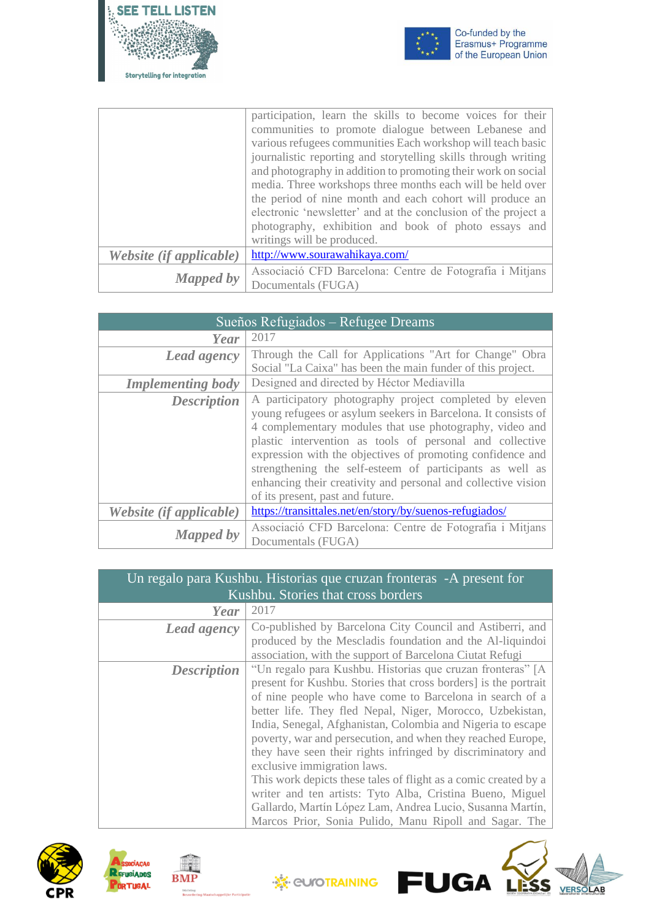| | |
|---|---|
| | participation, learn the skills to become voices for their communities to promote dialogue between Lebanese and various refugees communities Each workshop will teach basic journalistic reporting and storytelling skills through writing and photography in addition to promoting their work on social media. Three workshops three months each will be held over the period of nine month and each cohort will produce an electronic 'newsletter' and at the conclusion of the project a photography, exhibition and book of photo essays and writings will be produced. |
| ***Website (if applicable)*** | http://www.sourawahikaya.com/ |
| ***Mapped by*** | Associació CFD Barcelona: Centre de Fotografia i Mitjans Documentals (FUGA) |

| Sueños Refugiados – Refugee Dreams | |
|---|---|
| ***Year*** | 2017 |
| ***Lead agency*** | Through the Call for Applications "Art for Change" Obra Social "La Caixa" has been the main funder of this project. |
| ***Implementing body*** | Designed and directed by Héctor Mediavilla |
| ***Description*** | A participatory photography project completed by eleven young refugees or asylum seekers in Barcelona. It consists of 4 complementary modules that use photography, video and plastic intervention as tools of personal and collective expression with the objectives of promoting confidence and strengthening the self-esteem of participants as well as enhancing their creativity and personal and collective vision of its present, past and future. |
| ***Website (if applicable)*** | https://transittales.net/en/story/by/suenos-refugiados/ |
| ***Mapped by*** | Associació CFD Barcelona: Centre de Fotografia i Mitjans Documentals (FUGA) |

| Un regalo para Kushbu. Historias que cruzan fronteras -A present for Kushbu. Stories that cross borders | |
|---|---|
| ***Year*** | 2017 |
| ***Lead agency*** | Co-published by Barcelona City Council and Astiberri, and produced by the Mescladis foundation and the Al-liquindoi association, with the support of Barcelona Ciutat Refugi |
| ***Description*** | "Un regalo para Kushbu. Historias que cruzan fronteras" [A present for Kushbu. Stories that cross borders] is the portrait of nine people who have come to Barcelona in search of a better life. They fled Nepal, Niger, Morocco, Uzbekistan, India, Senegal, Afghanistan, Colombia and Nigeria to escape poverty, war and persecution, and when they reached Europe, they have seen their rights infringed by discriminatory and exclusive immigration laws.<br>This work depicts these tales of flight as a comic created by a writer and ten artists: Tyto Alba, Cristina Bueno, Miguel Gallardo, Martín López Lam, Andrea Lucio, Susanna Martín, Marcos Prior, Sonia Pulido, Manu Ripoll and Sagar. The |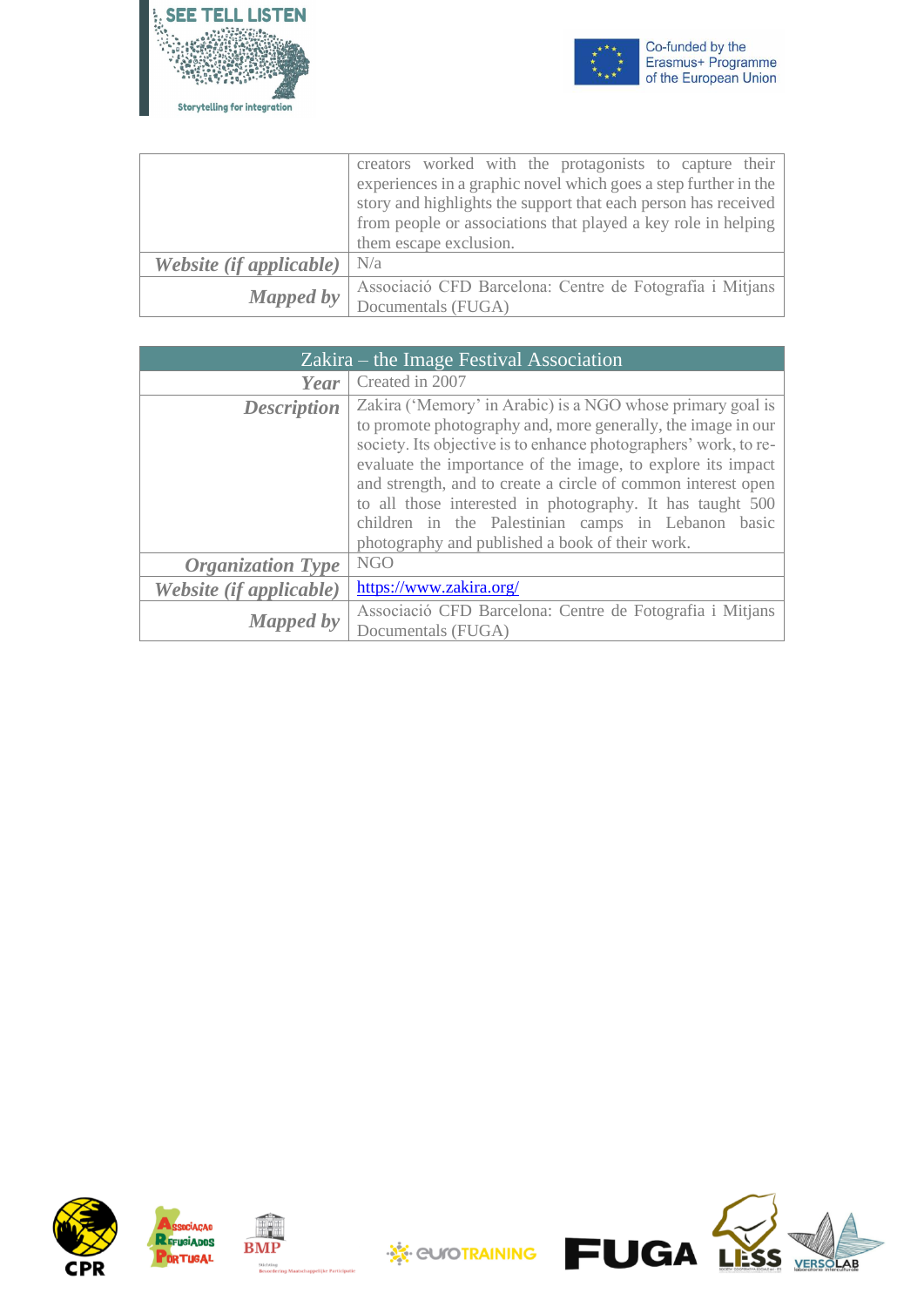| | |
|---|---|
| | creators worked with the protagonists to capture their experiences in a graphic novel which goes a step further in the story and highlights the support that each person has received from people or associations that played a key role in helping them escape exclusion. |
| ***Website (if applicable)*** | N/a |
| ***Mapped by*** | Associació CFD Barcelona: Centre de Fotografia i Mitjans Documentals (FUGA) |

| Zakira – the Image Festival Association | |
|---|---|
| ***Year*** | Created in 2007 |
| ***Description*** | Zakira ('Memory' in Arabic) is a NGO whose primary goal is to promote photography and, more generally, the image in our society. Its objective is to enhance photographers' work, to re-evaluate the importance of the image, to explore its impact and strength, and to create a circle of common interest open to all those interested in photography. It has taught 500 children in the Palestinian camps in Lebanon basic photography and published a book of their work. |
| ***Organization Type*** | NGO |
| ***Website (if applicable)*** | https://www.zakira.org/ |
| ***Mapped by*** | Associació CFD Barcelona: Centre de Fotografia i Mitjans Documentals (FUGA) |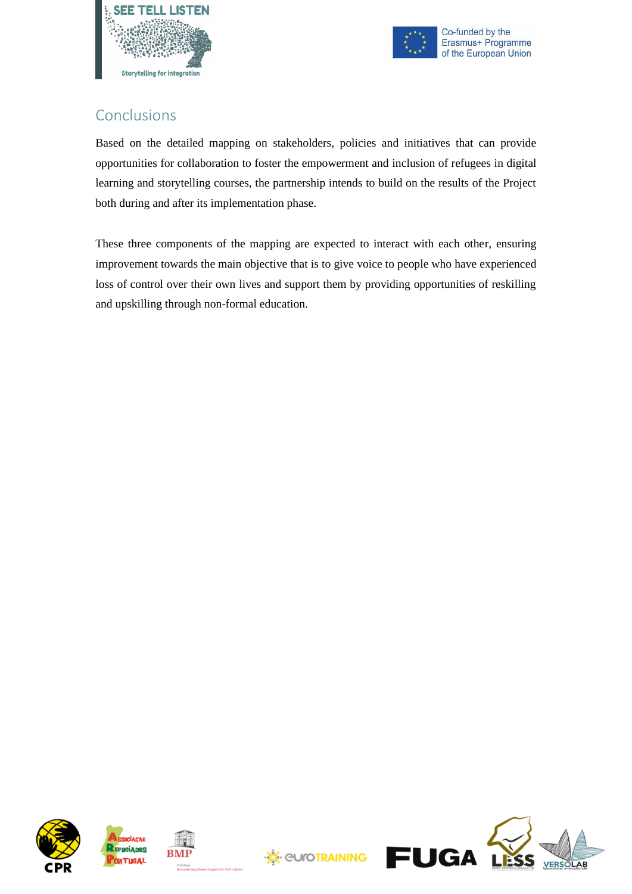## Conclusions

Based on the detailed mapping on stakeholders, policies and initiatives that can provide opportunities for collaboration to foster the empowerment and inclusion of refugees in digital learning and storytelling courses, the partnership intends to build on the results of the Project both during and after its implementation phase.

These three components of the mapping are expected to interact with each other, ensuring improvement towards the main objective that is to give voice to people who have experienced loss of control over their own lives and support them by providing opportunities of reskilling and upskilling through non-formal education.